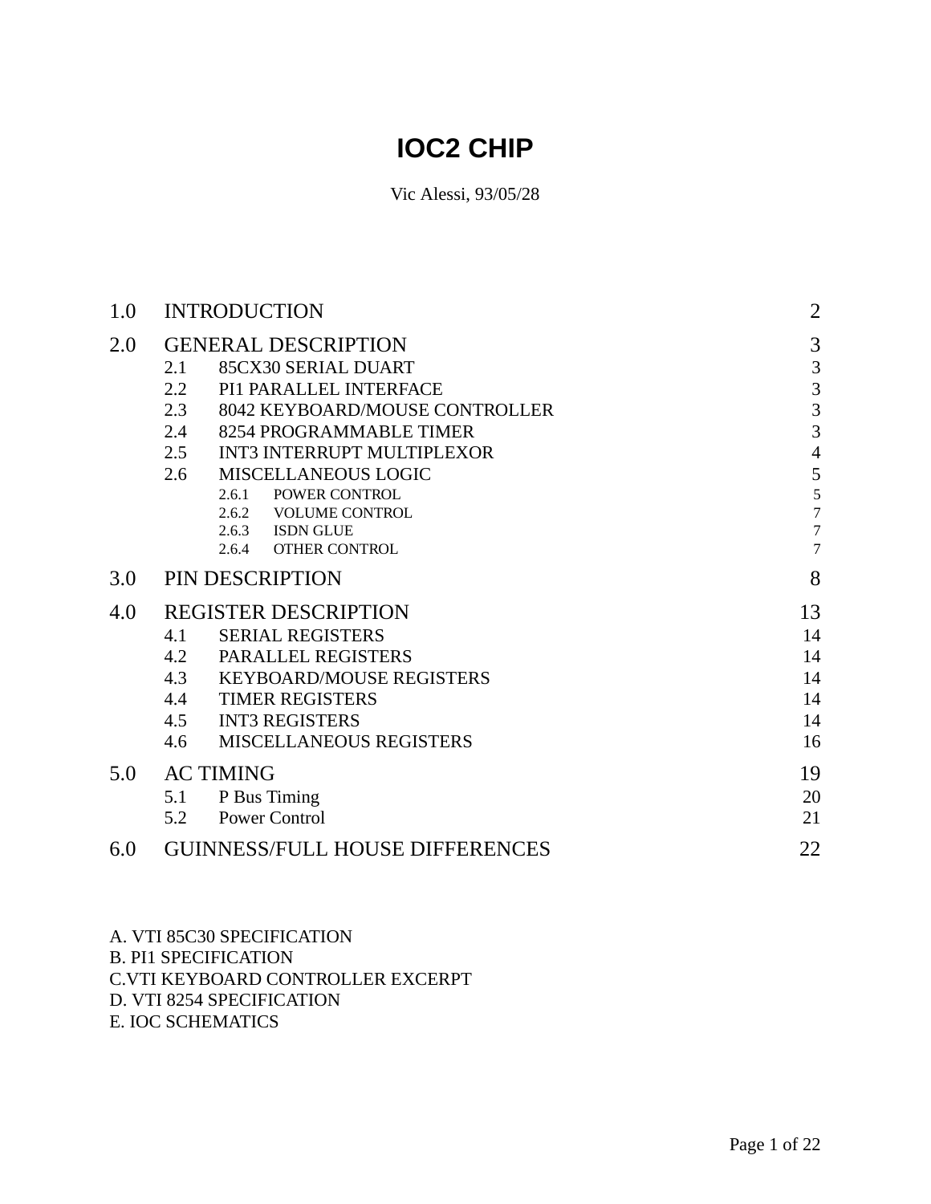# IOC2 CHIP

Vic Alessi, 93/05/28

| | | | |
|---|---|---|---|
| 1.0 | INTRODUCTION | | 2 |
| 2.0 | GENERAL DESCRIPTION | | 3 |
| | 2.1 | 85CX30 SERIAL DUART | 3 |
| | 2.2 | PI1 PARALLEL INTERFACE | 3 |
| | 2.3 | 8042 KEYBOARD/MOUSE CONTROLLER | 3 |
| | 2.4 | 8254 PROGRAMMABLE TIMER | 3 |
| | 2.5 | INT3 INTERRUPT MULTIPLEXOR | 4 |
| | 2.6 | MISCELLANEOUS LOGIC | 5 |
| | 2.6.1 | POWER CONTROL | 5 |
| | 2.6.2 | VOLUME CONTROL | 7 |
| | 2.6.3 | ISDN GLUE | 7 |
| | 2.6.4 | OTHER CONTROL | 7 |
| 3.0 | PIN DESCRIPTION | | 8 |
| 4.0 | REGISTER DESCRIPTION | | 13 |
| | 4.1 | SERIAL REGISTERS | 14 |
| | 4.2 | PARALLEL REGISTERS | 14 |
| | 4.3 | KEYBOARD/MOUSE REGISTERS | 14 |
| | 4.4 | TIMER REGISTERS | 14 |
| | 4.5 | INT3 REGISTERS | 14 |
| | 4.6 | MISCELLANEOUS REGISTERS | 16 |
| 5.0 | AC TIMING | | 19 |
| | 5.1 | P Bus Timing | 20 |
| | 5.2 | Power Control | 21 |
| 6.0 | GUINNESS/FULL HOUSE DIFFERENCES | | 22 |

A. VTI 85C30 SPECIFICATION
B. PI1 SPECIFICATION
C.VTI KEYBOARD CONTROLLER EXCERPT
D. VTI 8254 SPECIFICATION
E. IOC SCHEMATICS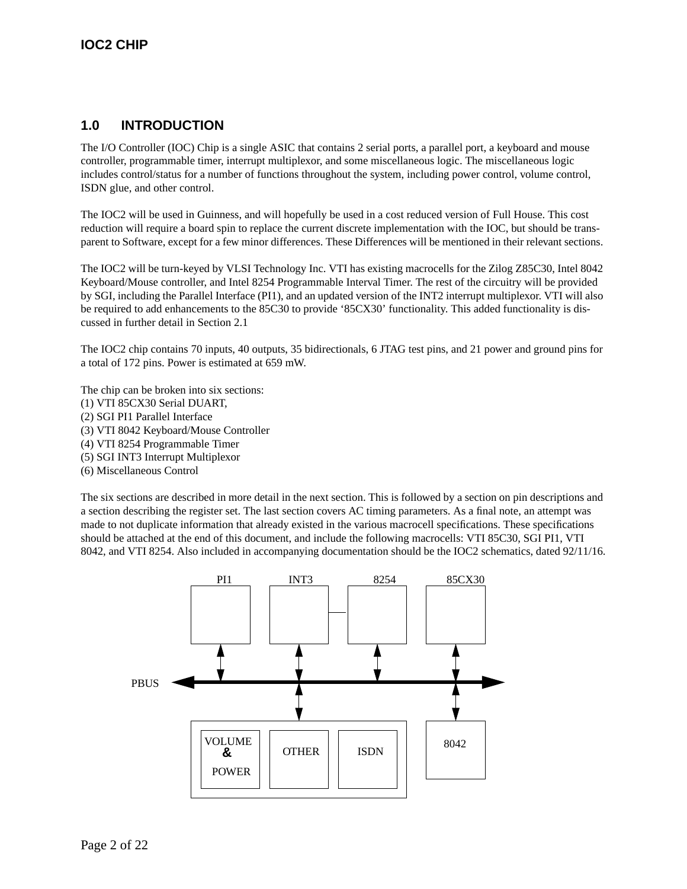## 1.0 INTRODUCTION

The I/O Controller (IOC) Chip is a single ASIC that contains 2 serial ports, a parallel port, a keyboard and mouse controller, programmable timer, interrupt multiplexor, and some miscellaneous logic. The miscellaneous logic includes control/status for a number of functions throughout the system, including power control, volume control, ISDN glue, and other control.

The IOC2 will be used in Guinness, and will hopefully be used in a cost reduced version of Full House. This cost reduction will require a board spin to replace the current discrete implementation with the IOC, but should be transparent to Software, except for a few minor differences. These Differences will be mentioned in their relevant sections.

The IOC2 will be turn-keyed by VLSI Technology Inc. VTI has existing macrocells for the Zilog Z85C30, Intel 8042 Keyboard/Mouse controller, and Intel 8254 Programmable Interval Timer. The rest of the circuitry will be provided by SGI, including the Parallel Interface (PI1), and an updated version of the INT2 interrupt multiplexor. VTI will also be required to add enhancements to the 85C30 to provide '85CX30' functionality. This added functionality is discussed in further detail in Section 2.1

The IOC2 chip contains 70 inputs, 40 outputs, 35 bidirectionals, 6 JTAG test pins, and 21 power and ground pins for a total of 172 pins. Power is estimated at 659 mW.

The chip can be broken into six sections:
(1) VTI 85CX30 Serial DUART,
(2) SGI PI1 Parallel Interface
(3) VTI 8042 Keyboard/Mouse Controller
(4) VTI 8254 Programmable Timer
(5) SGI INT3 Interrupt Multiplexor
(6) Miscellaneous Control

The six sections are described in more detail in the next section. This is followed by a section on pin descriptions and a section describing the register set. The last section covers AC timing parameters. As a final note, an attempt was made to not duplicate information that already existed in the various macrocell specifications. These specifications should be attached at the end of this document, and include the following macrocells: VTI 85C30, SGI PI1, VTI 8042, and VTI 8254. Also included in accompanying documentation should be the IOC2 schematics, dated 92/11/16.

PI1 INT3 8254 85CX30

PBUS

VOLUME & POWER OTHER ISDN 8042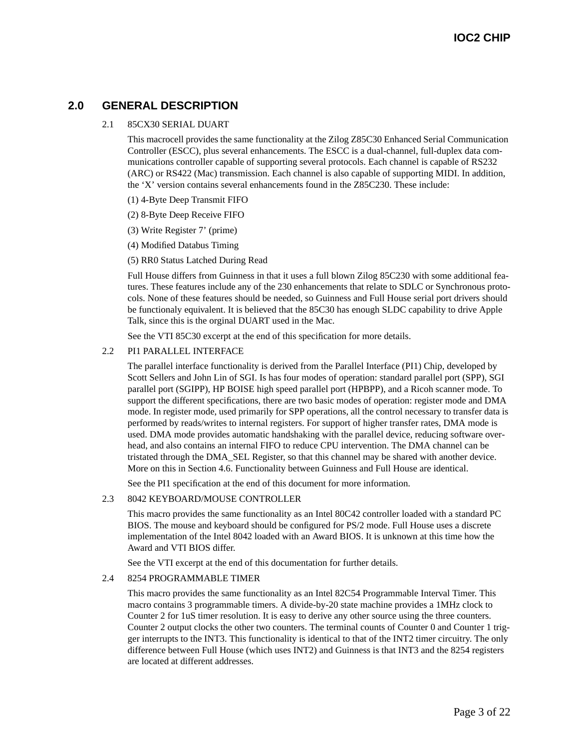## 2.0 GENERAL DESCRIPTION

### 2.1 85CX30 SERIAL DUART

This macrocell provides the same functionality at the Zilog Z85C30 Enhanced Serial Communication Controller (ESCC), plus several enhancements. The ESCC is a dual-channel, full-duplex data communications controller capable of supporting several protocols. Each channel is capable of RS232 (ARC) or RS422 (Mac) transmission. Each channel is also capable of supporting MIDI. In addition, the 'X' version contains several enhancements found in the Z85C230. These include:

(1) 4-Byte Deep Transmit FIFO

(2) 8-Byte Deep Receive FIFO

(3) Write Register 7' (prime)

(4) Modified Databus Timing

(5) RR0 Status Latched During Read

Full House differs from Guinness in that it uses a full blown Zilog 85C230 with some additional features. These features include any of the 230 enhancements that relate to SDLC or Synchronous protocols. None of these features should be needed, so Guinness and Full House serial port drivers should be functionaly equivalent. It is believed that the 85C30 has enough SLDC capability to drive Apple Talk, since this is the orginal DUART used in the Mac.

See the VTI 85C30 excerpt at the end of this specification for more details.

### 2.2 PI1 PARALLEL INTERFACE

The parallel interface functionality is derived from the Parallel Interface (PI1) Chip, developed by Scott Sellers and John Lin of SGI. Is has four modes of operation: standard parallel port (SPP), SGI parallel port (SGIPP), HP BOISE high speed parallel port (HPBPP), and a Ricoh scanner mode. To support the different specifications, there are two basic modes of operation: register mode and DMA mode. In register mode, used primarily for SPP operations, all the control necessary to transfer data is performed by reads/writes to internal registers. For support of higher transfer rates, DMA mode is used. DMA mode provides automatic handshaking with the parallel device, reducing software overhead, and also contains an internal FIFO to reduce CPU intervention. The DMA channel can be tristated through the DMA_SEL Register, so that this channel may be shared with another device. More on this in Section 4.6. Functionality between Guinness and Full House are identical.

See the PI1 specification at the end of this document for more information.

### 2.3 8042 KEYBOARD/MOUSE CONTROLLER

This macro provides the same functionality as an Intel 80C42 controller loaded with a standard PC BIOS. The mouse and keyboard should be configured for PS/2 mode. Full House uses a discrete implementation of the Intel 8042 loaded with an Award BIOS. It is unknown at this time how the Award and VTI BIOS differ.

See the VTI excerpt at the end of this documentation for further details.

### 2.4 8254 PROGRAMMABLE TIMER

This macro provides the same functionality as an Intel 82C54 Programmable Interval Timer. This macro contains 3 programmable timers. A divide-by-20 state machine provides a 1MHz clock to Counter 2 for 1uS timer resolution. It is easy to derive any other source using the three counters. Counter 2 output clocks the other two counters. The terminal counts of Counter 0 and Counter 1 trigger interrupts to the INT3. This functionality is identical to that of the INT2 timer circuitry. The only difference between Full House (which uses INT2) and Guinness is that INT3 and the 8254 registers are located at different addresses.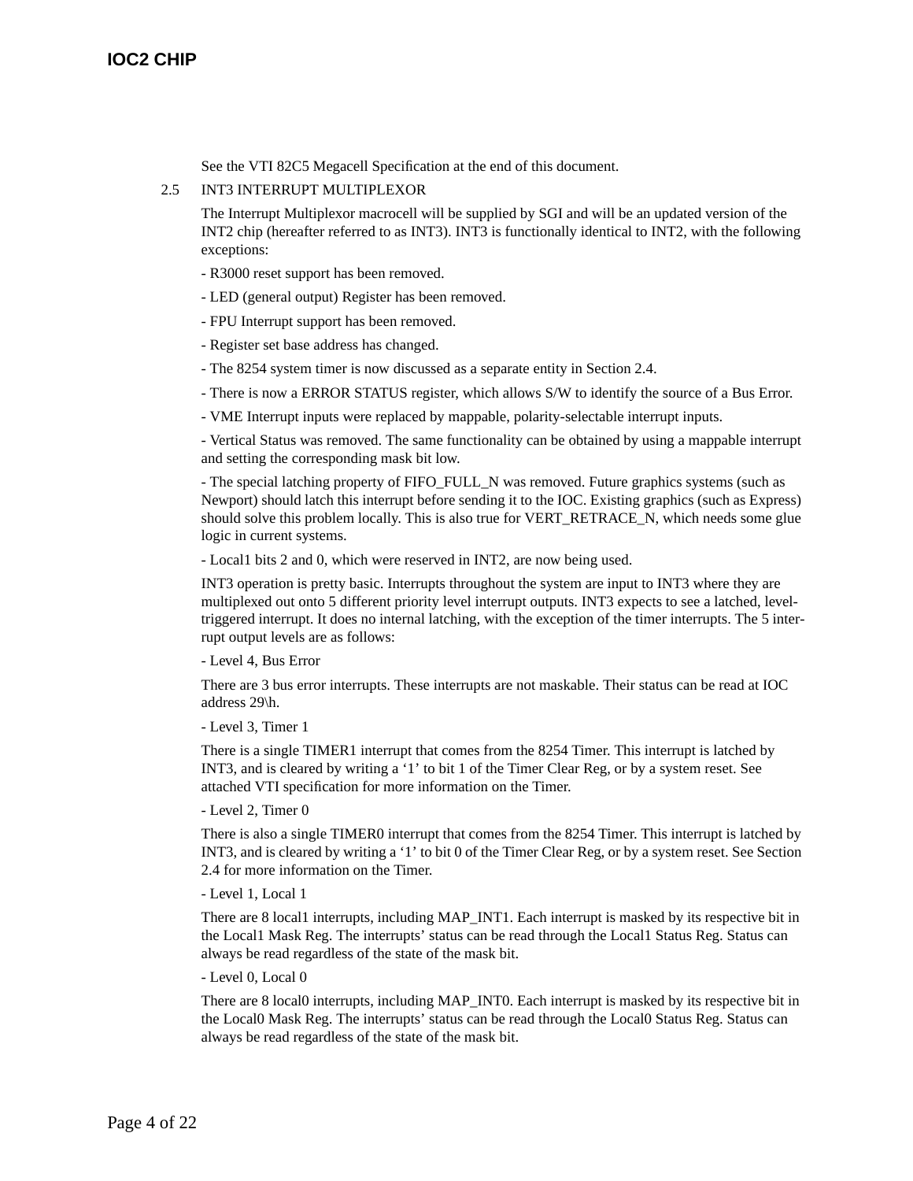See the VTI 82C5 Megacell Specification at the end of this document.

## 2.5 INT3 INTERRUPT MULTIPLEXOR

The Interrupt Multiplexor macrocell will be supplied by SGI and will be an updated version of the INT2 chip (hereafter referred to as INT3). INT3 is functionally identical to INT2, with the following exceptions:

- R3000 reset support has been removed.

- LED (general output) Register has been removed.

- FPU Interrupt support has been removed.

- Register set base address has changed.

- The 8254 system timer is now discussed as a separate entity in Section 2.4.

- There is now a ERROR STATUS register, which allows S/W to identify the source of a Bus Error.

- VME Interrupt inputs were replaced by mappable, polarity-selectable interrupt inputs.

- Vertical Status was removed. The same functionality can be obtained by using a mappable interrupt and setting the corresponding mask bit low.

- The special latching property of FIFO_FULL_N was removed. Future graphics systems (such as Newport) should latch this interrupt before sending it to the IOC. Existing graphics (such as Express) should solve this problem locally. This is also true for VERT_RETRACE_N, which needs some glue logic in current systems.

- Local1 bits 2 and 0, which were reserved in INT2, are now being used.

INT3 operation is pretty basic. Interrupts throughout the system are input to INT3 where they are multiplexed out onto 5 different priority level interrupt outputs. INT3 expects to see a latched, level-triggered interrupt. It does no internal latching, with the exception of the timer interrupts. The 5 interrupt output levels are as follows:

- Level 4, Bus Error

There are 3 bus error interrupts. These interrupts are not maskable. Their status can be read at IOC address 29\h.

- Level 3, Timer 1

There is a single TIMER1 interrupt that comes from the 8254 Timer. This interrupt is latched by INT3, and is cleared by writing a ‘1’ to bit 1 of the Timer Clear Reg, or by a system reset. See attached VTI specification for more information on the Timer.

- Level 2, Timer 0

There is also a single TIMER0 interrupt that comes from the 8254 Timer. This interrupt is latched by INT3, and is cleared by writing a ‘1’ to bit 0 of the Timer Clear Reg, or by a system reset. See Section 2.4 for more information on the Timer.

- Level 1, Local 1

There are 8 local1 interrupts, including MAP_INT1. Each interrupt is masked by its respective bit in the Local1 Mask Reg. The interrupts’ status can be read through the Local1 Status Reg. Status can always be read regardless of the state of the mask bit.

- Level 0, Local 0

There are 8 local0 interrupts, including MAP_INT0. Each interrupt is masked by its respective bit in the Local0 Mask Reg. The interrupts’ status can be read through the Local0 Status Reg. Status can always be read regardless of the state of the mask bit.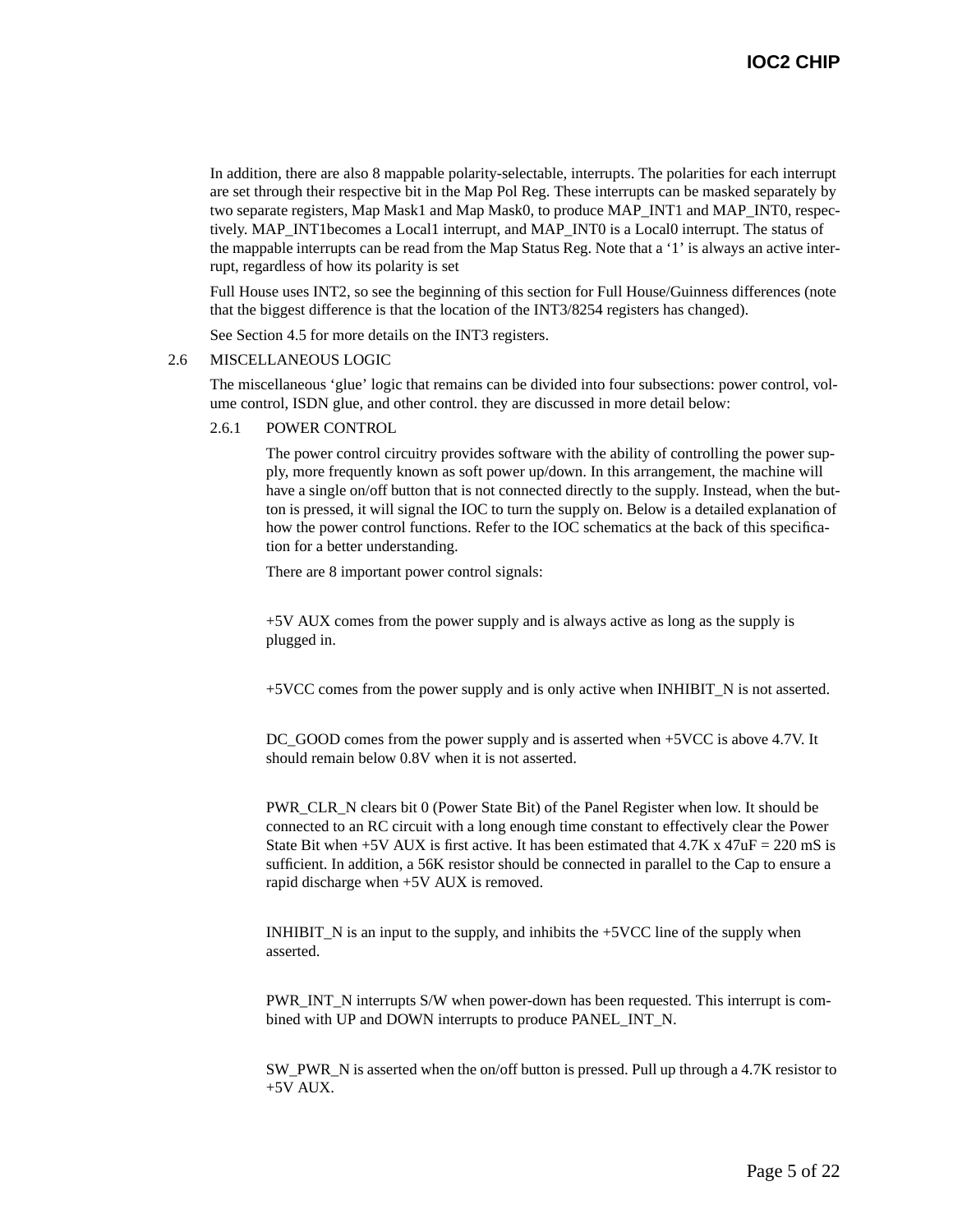In addition, there are also 8 mappable polarity-selectable, interrupts. The polarities for each interrupt are set through their respective bit in the Map Pol Reg. These interrupts can be masked separately by two separate registers, Map Mask1 and Map Mask0, to produce MAP_INT1 and MAP_INT0, respectively. MAP_INT1becomes a Local1 interrupt, and MAP_INT0 is a Local0 interrupt. The status of the mappable interrupts can be read from the Map Status Reg. Note that a '1' is always an active interrupt, regardless of how its polarity is set

Full House uses INT2, so see the beginning of this section for Full House/Guinness differences (note that the biggest difference is that the location of the INT3/8254 registers has changed).

See Section 4.5 for more details on the INT3 registers.

## 2.6 MISCELLANEOUS LOGIC

The miscellaneous 'glue' logic that remains can be divided into four subsections: power control, volume control, ISDN glue, and other control. they are discussed in more detail below:

### 2.6.1 POWER CONTROL

The power control circuitry provides software with the ability of controlling the power supply, more frequently known as soft power up/down. In this arrangement, the machine will have a single on/off button that is not connected directly to the supply. Instead, when the button is pressed, it will signal the IOC to turn the supply on. Below is a detailed explanation of how the power control functions. Refer to the IOC schematics at the back of this specification for a better understanding.

There are 8 important power control signals:

+5V AUX comes from the power supply and is always active as long as the supply is plugged in.

+5VCC comes from the power supply and is only active when INHIBIT_N is not asserted.

DC_GOOD comes from the power supply and is asserted when +5VCC is above 4.7V. It should remain below 0.8V when it is not asserted.

PWR_CLR_N clears bit 0 (Power State Bit) of the Panel Register when low. It should be connected to an RC circuit with a long enough time constant to effectively clear the Power State Bit when +5V AUX is first active. It has been estimated that 4.7K x 47uF = 220 mS is sufficient. In addition, a 56K resistor should be connected in parallel to the Cap to ensure a rapid discharge when +5V AUX is removed.

INHIBIT_N is an input to the supply, and inhibits the +5VCC line of the supply when asserted.

PWR_INT_N interrupts S/W when power-down has been requested. This interrupt is combined with UP and DOWN interrupts to produce PANEL_INT_N.

SW_PWR_N is asserted when the on/off button is pressed. Pull up through a 4.7K resistor to +5V AUX.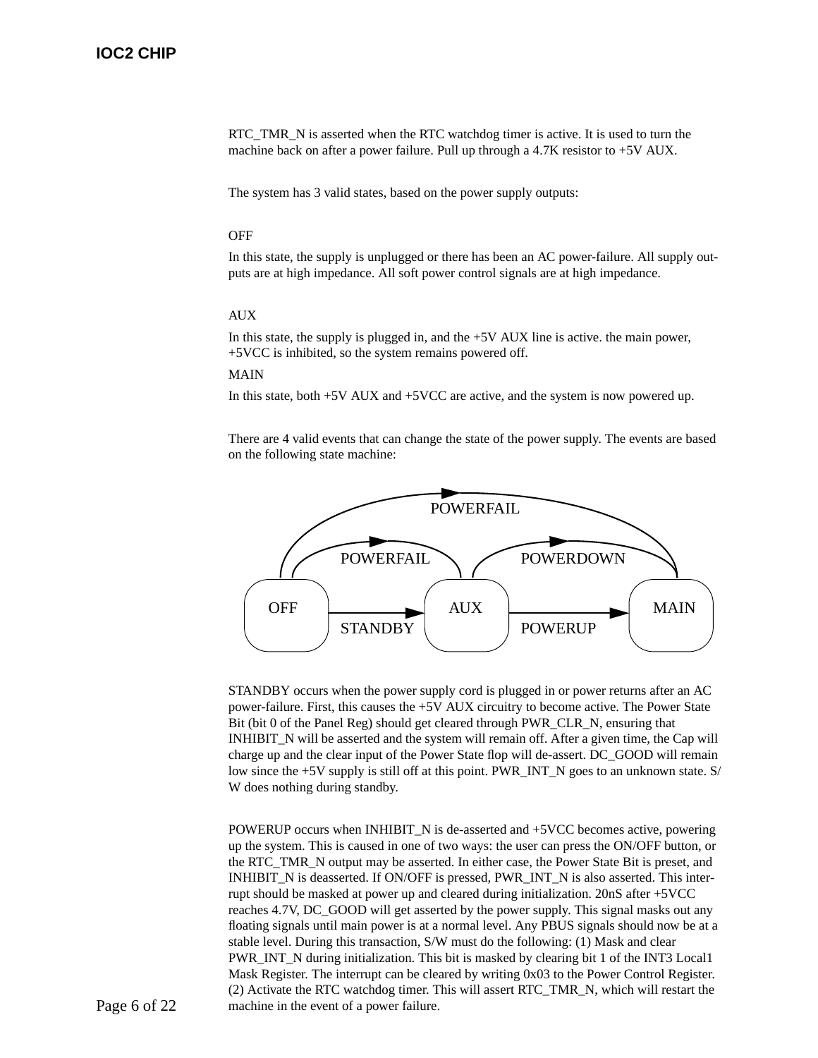RTC_TMR_N is asserted when the RTC watchdog timer is active. It is used to turn the machine back on after a power failure. Pull up through a 4.7K resistor to +5V AUX.

The system has 3 valid states, based on the power supply outputs:

OFF

In this state, the supply is unplugged or there has been an AC power-failure. All supply outputs are at high impedance. All soft power control signals are at high impedance.

AUX

In this state, the supply is plugged in, and the +5V AUX line is active. the main power, +5VCC is inhibited, so the system remains powered off.

MAIN

In this state, both +5V AUX and +5VCC are active, and the system is now powered up.

There are 4 valid events that can change the state of the power supply. The events are based on the following state machine:

STANDBY occurs when the power supply cord is plugged in or power returns after an AC power-failure. First, this causes the +5V AUX circuitry to become active. The Power State Bit (bit 0 of the Panel Reg) should get cleared through PWR_CLR_N, ensuring that INHIBIT_N will be asserted and the system will remain off. After a given time, the Cap will charge up and the clear input of the Power State flop will de-assert. DC_GOOD will remain low since the +5V supply is still off at this point. PWR_INT_N goes to an unknown state. S/W does nothing during standby.

POWERUP occurs when INHIBIT_N is de-asserted and +5VCC becomes active, powering up the system. This is caused in one of two ways: the user can press the ON/OFF button, or the RTC_TMR_N output may be asserted. In either case, the Power State Bit is preset, and INHIBIT_N is deasserted. If ON/OFF is pressed, PWR_INT_N is also asserted. This interrupt should be masked at power up and cleared during initialization. 20nS after +5VCC reaches 4.7V, DC_GOOD will get asserted by the power supply. This signal masks out any floating signals until main power is at a normal level. Any PBUS signals should now be at a stable level. During this transaction, S/W must do the following: (1) Mask and clear PWR_INT_N during initialization. This bit is masked by clearing bit 1 of the INT3 Local1 Mask Register. The interrupt can be cleared by writing 0x03 to the Power Control Register. (2) Activate the RTC watchdog timer. This will assert RTC_TMR_N, which will restart the machine in the event of a power failure.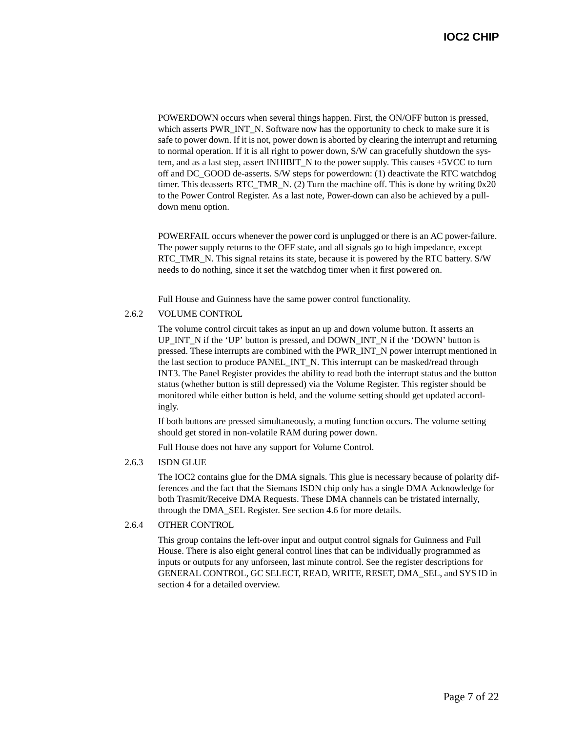POWERDOWN occurs when several things happen. First, the ON/OFF button is pressed, which asserts PWR_INT_N. Software now has the opportunity to check to make sure it is safe to power down. If it is not, power down is aborted by clearing the interrupt and returning to normal operation. If it is all right to power down, S/W can gracefully shutdown the system, and as a last step, assert INHIBIT_N to the power supply. This causes +5VCC to turn off and DC_GOOD de-asserts. S/W steps for powerdown: (1) deactivate the RTC watchdog timer. This deasserts RTC_TMR_N. (2) Turn the machine off. This is done by writing 0x20 to the Power Control Register. As a last note, Power-down can also be achieved by a pull-down menu option.

POWERFAIL occurs whenever the power cord is unplugged or there is an AC power-failure. The power supply returns to the OFF state, and all signals go to high impedance, except RTC_TMR_N. This signal retains its state, because it is powered by the RTC battery. S/W needs to do nothing, since it set the watchdog timer when it first powered on.

Full House and Guinness have the same power control functionality.

### 2.6.2 VOLUME CONTROL

The volume control circuit takes as input an up and down volume button. It asserts an UP_INT_N if the ‘UP’ button is pressed, and DOWN_INT_N if the ‘DOWN’ button is pressed. These interrupts are combined with the PWR_INT_N power interrupt mentioned in the last section to produce PANEL_INT_N. This interrupt can be masked/read through INT3. The Panel Register provides the ability to read both the interrupt status and the button status (whether button is still depressed) via the Volume Register. This register should be monitored while either button is held, and the volume setting should get updated accordingly.

If both buttons are pressed simultaneously, a muting function occurs. The volume setting should get stored in non-volatile RAM during power down.

Full House does not have any support for Volume Control.

### 2.6.3 ISDN GLUE

The IOC2 contains glue for the DMA signals. This glue is necessary because of polarity differences and the fact that the Siemans ISDN chip only has a single DMA Acknowledge for both Trasmit/Receive DMA Requests. These DMA channels can be tristated internally, through the DMA_SEL Register. See section 4.6 for more details.

### 2.6.4 OTHER CONTROL

This group contains the left-over input and output control signals for Guinness and Full House. There is also eight general control lines that can be individually programmed as inputs or outputs for any unforseen, last minute control. See the register descriptions for GENERAL CONTROL, GC SELECT, READ, WRITE, RESET, DMA_SEL, and SYS ID in section 4 for a detailed overview.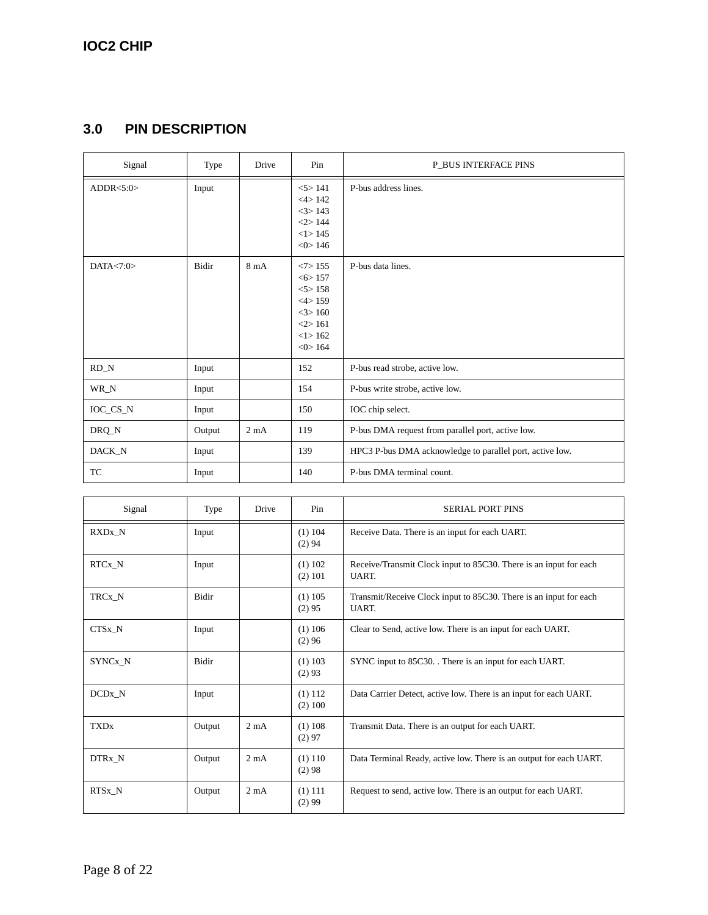## 3.0 PIN DESCRIPTION

| Signal | Type | Drive | Pin | P_BUS INTERFACE PINS |
|---|---|---|---|---|
| ADDR<5:0> | Input | | <5> 141<br><4> 142<br><3> 143<br><2> 144<br><1> 145<br><0> 146 | P-bus address lines. |
| DATA<7:0> | Bidir | 8 mA | <7> 155<br><6> 157<br><5> 158<br><4> 159<br><3> 160<br><2> 161<br><1> 162<br><0> 164 | P-bus data lines. |
| RD_N | Input | | 152 | P-bus read strobe, active low. |
| WR_N | Input | | 154 | P-bus write strobe, active low. |
| IOC_CS_N | Input | | 150 | IOC chip select. |
| DRQ_N | Output | 2 mA | 119 | P-bus DMA request from parallel port, active low. |
| DACK_N | Input | | 139 | HPC3 P-bus DMA acknowledge to parallel port, active low. |
| TC | Input | | 140 | P-bus DMA terminal count. |

| Signal | Type | Drive | Pin | SERIAL PORT PINS |
|---|---|---|---|---|
| RXDx_N | Input | | (1) 104<br>(2) 94 | Receive Data. There is an input for each UART. |
| RTCx_N | Input | | (1) 102<br>(2) 101 | Receive/Transmit Clock input to 85C30. There is an input for each UART. |
| TRCx_N | Bidir | | (1) 105<br>(2) 95 | Transmit/Receive Clock input to 85C30. There is an input for each UART. |
| CTSx_N | Input | | (1) 106<br>(2) 96 | Clear to Send, active low. There is an input for each UART. |
| SYNCx_N | Bidir | | (1) 103<br>(2) 93 | SYNC input to 85C30. . There is an input for each UART. |
| DCDx_N | Input | | (1) 112<br>(2) 100 | Data Carrier Detect, active low. There is an input for each UART. |
| TXDx | Output | 2 mA | (1) 108<br>(2) 97 | Transmit Data. There is an output for each UART. |
| DTRx_N | Output | 2 mA | (1) 110<br>(2) 98 | Data Terminal Ready, active low. There is an output for each UART. |
| RTSx_N | Output | 2 mA | (1) 111<br>(2) 99 | Request to send, active low. There is an output for each UART. |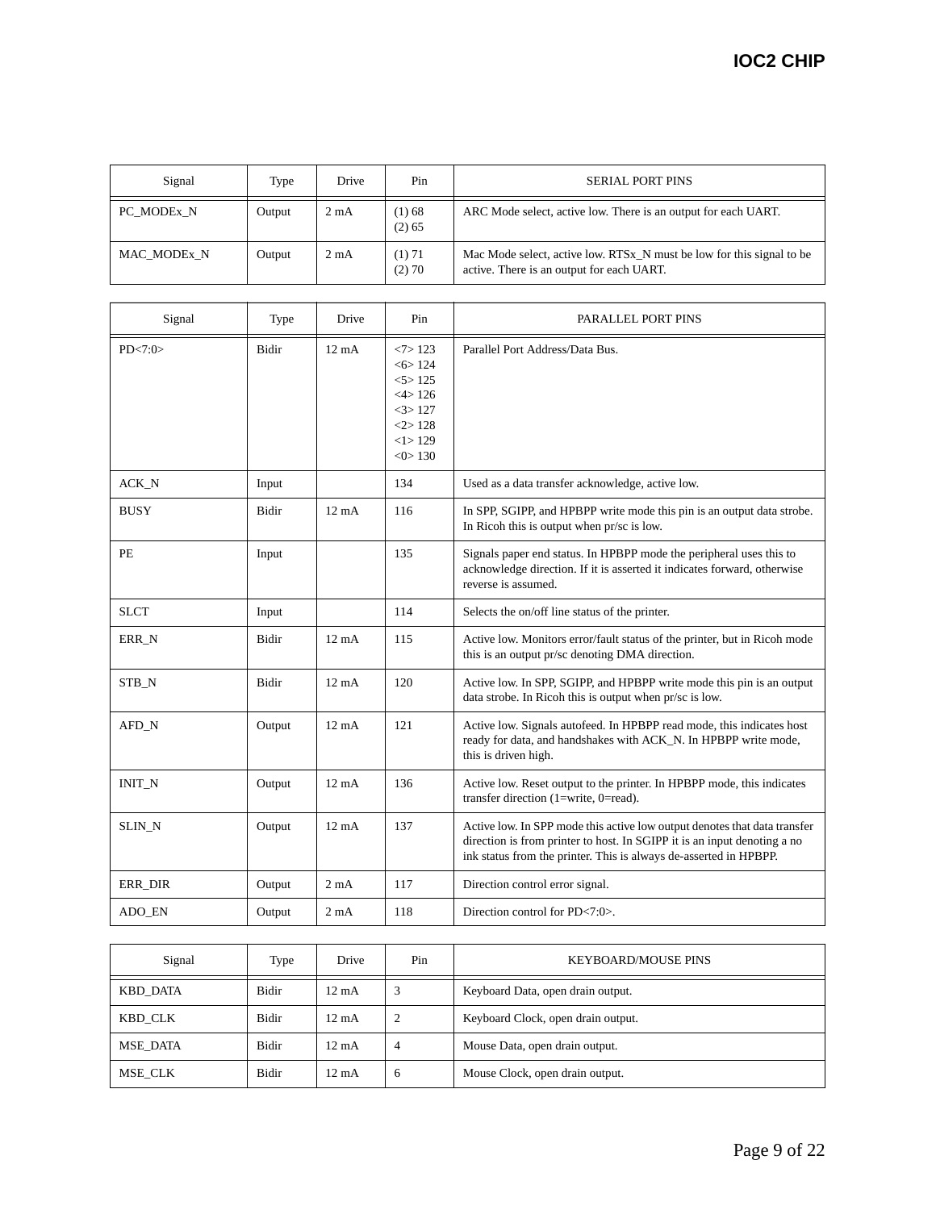| Signal | Type | Drive | Pin | SERIAL PORT PINS |
|---|---|---|---|---|
| PC_MODEx_N | Output | 2 mA | (1) 68<br>(2) 65 | ARC Mode select, active low. There is an output for each UART. |
| MAC_MODEx_N | Output | 2 mA | (1) 71<br>(2) 70 | Mac Mode select, active low. RTSx_N must be low for this signal to be active. There is an output for each UART. |

| Signal | Type | Drive | Pin | PARALLEL PORT PINS |
|---|---|---|---|---|
| PD<7:0> | Bidir | 12 mA | <7> 123<br><6> 124<br><5> 125<br><4> 126<br><3> 127<br><2> 128<br><1> 129<br><0> 130 | Parallel Port Address/Data Bus. |
| ACK_N | Input | | 134 | Used as a data transfer acknowledge, active low. |
| BUSY | Bidir | 12 mA | 116 | In SPP, SGIPP, and HPBPP write mode this pin is an output data strobe. In Ricoh this is output when pr/sc is low. |
| PE | Input | | 135 | Signals paper end status. In HPBPP mode the peripheral uses this to acknowledge direction. If it is asserted it indicates forward, otherwise reverse is assumed. |
| SLCT | Input | | 114 | Selects the on/off line status of the printer. |
| ERR_N | Bidir | 12 mA | 115 | Active low. Monitors error/fault status of the printer, but in Ricoh mode this is an output pr/sc denoting DMA direction. |
| STB_N | Bidir | 12 mA | 120 | Active low. In SPP, SGIPP, and HPBPP write mode this pin is an output data strobe. In Ricoh this is output when pr/sc is low. |
| AFD_N | Output | 12 mA | 121 | Active low. Signals autofeed. In HPBPP read mode, this indicates host ready for data, and handshakes with ACK_N. In HPBPP write mode, this is driven high. |
| INIT_N | Output | 12 mA | 136 | Active low. Reset output to the printer. In HPBPP mode, this indicates transfer direction (1=write, 0=read). |
| SLIN_N | Output | 12 mA | 137 | Active low. In SPP mode this active low output denotes that data transfer direction is from printer to host. In SGIPP it is an input denoting a no ink status from the printer. This is always de-asserted in HPBPP. |
| ERR_DIR | Output | 2 mA | 117 | Direction control error signal. |
| ADO_EN | Output | 2 mA | 118 | Direction control for PD<7:0>. |

| Signal | Type | Drive | Pin | KEYBOARD/MOUSE PINS |
|---|---|---|---|---|
| KBD_DATA | Bidir | 12 mA | 3 | Keyboard Data, open drain output. |
| KBD_CLK | Bidir | 12 mA | 2 | Keyboard Clock, open drain output. |
| MSE_DATA | Bidir | 12 mA | 4 | Mouse Data, open drain output. |
| MSE_CLK | Bidir | 12 mA | 6 | Mouse Clock, open drain output. |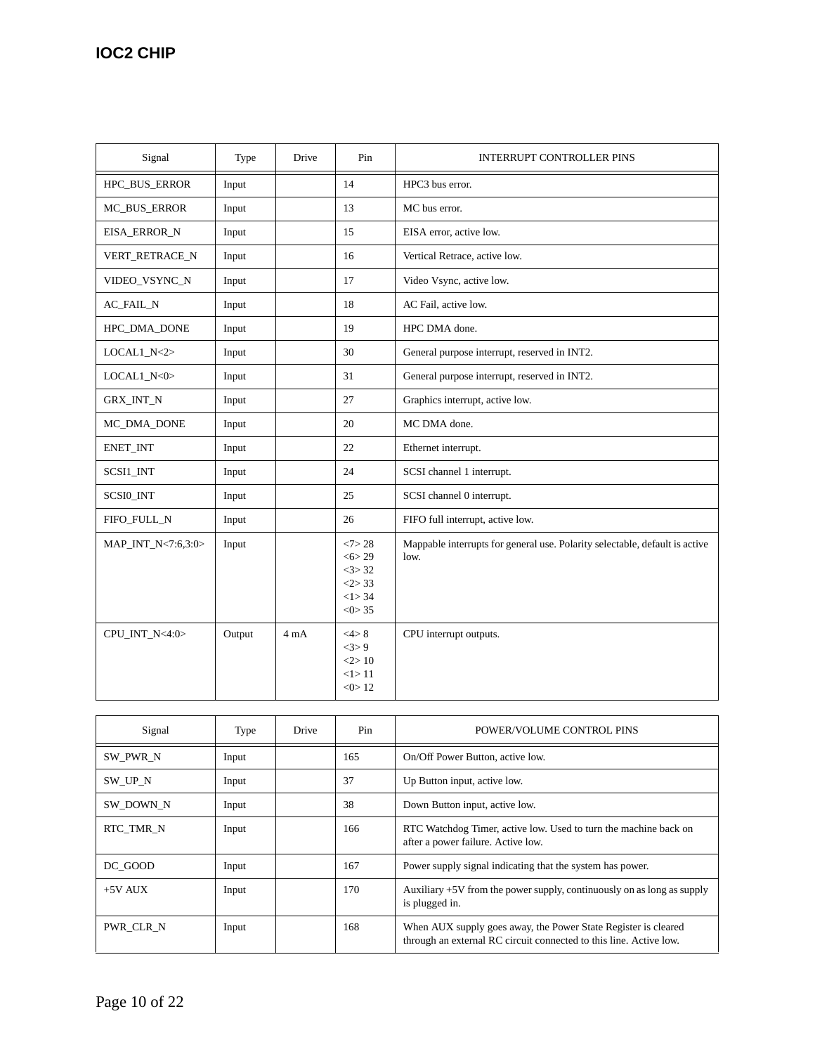| Signal | Type | Drive | Pin | INTERRUPT CONTROLLER PINS |
|---|---|---|---|---|
| HPC_BUS_ERROR | Input | | 14 | HPC3 bus error. |
| MC_BUS_ERROR | Input | | 13 | MC bus error. |
| EISA_ERROR_N | Input | | 15 | EISA error, active low. |
| VERT_RETRACE_N | Input | | 16 | Vertical Retrace, active low. |
| VIDEO_VSYNC_N | Input | | 17 | Video Vsync, active low. |
| AC_FAIL_N | Input | | 18 | AC Fail, active low. |
| HPC_DMA_DONE | Input | | 19 | HPC DMA done. |
| LOCAL1_N<2> | Input | | 30 | General purpose interrupt, reserved in INT2. |
| LOCAL1_N<0> | Input | | 31 | General purpose interrupt, reserved in INT2. |
| GRX_INT_N | Input | | 27 | Graphics interrupt, active low. |
| MC_DMA_DONE | Input | | 20 | MC DMA done. |
| ENET_INT | Input | | 22 | Ethernet interrupt. |
| SCSI1_INT | Input | | 24 | SCSI channel 1 interrupt. |
| SCSI0_INT | Input | | 25 | SCSI channel 0 interrupt. |
| FIFO_FULL_N | Input | | 26 | FIFO full interrupt, active low. |
| MAP_INT_N<7:6,3:0> | Input | | <7> 28<br><6> 29<br><3> 32<br><2> 33<br><1> 34<br><0> 35 | Mappable interrupts for general use. Polarity selectable, default is active low. |
| CPU_INT_N<4:0> | Output | 4 mA | <4> 8<br><3> 9<br><2> 10<br><1> 11<br><0> 12 | CPU interrupt outputs. |

| Signal | Type | Drive | Pin | POWER/VOLUME CONTROL PINS |
|---|---|---|---|---|
| SW_PWR_N | Input | | 165 | On/Off Power Button, active low. |
| SW_UP_N | Input | | 37 | Up Button input, active low. |
| SW_DOWN_N | Input | | 38 | Down Button input, active low. |
| RTC_TMR_N | Input | | 166 | RTC Watchdog Timer, active low. Used to turn the machine back on after a power failure. Active low. |
| DC_GOOD | Input | | 167 | Power supply signal indicating that the system has power. |
| +5V AUX | Input | | 170 | Auxiliary +5V from the power supply, continuously on as long as supply is plugged in. |
| PWR_CLR_N | Input | | 168 | When AUX supply goes away, the Power State Register is cleared through an external RC circuit connected to this line. Active low. |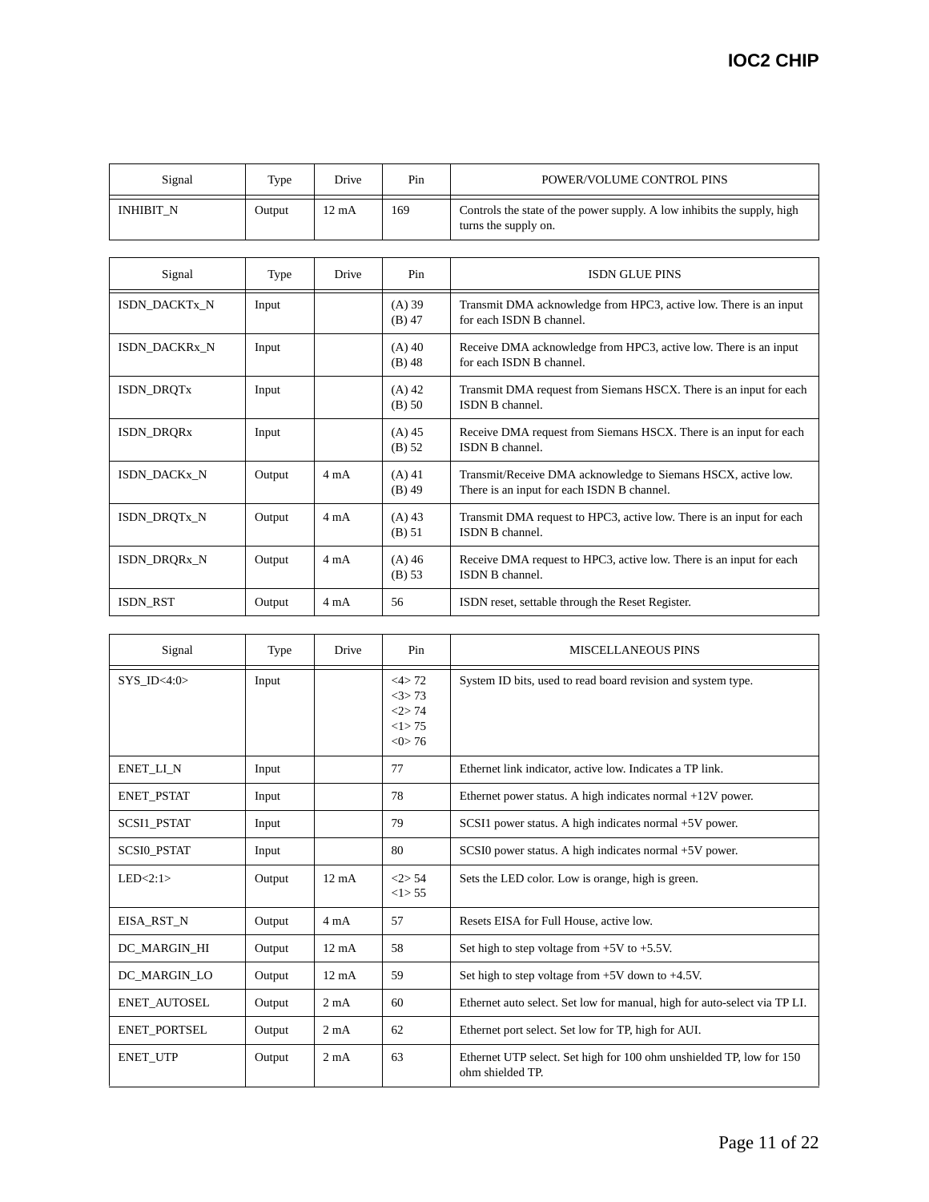| Signal | Type | Drive | Pin | POWER/VOLUME CONTROL PINS |
|---|---|---|---|---|
| INHIBIT_N | Output | 12 mA | 169 | Controls the state of the power supply. A low inhibits the supply, high turns the supply on. |

| Signal | Type | Drive | Pin | ISDN GLUE PINS |
|---|---|---|---|---|
| ISDN_DACKTx_N | Input | | (A) 39<br>(B) 47 | Transmit DMA acknowledge from HPC3, active low. There is an input for each ISDN B channel. |
| ISDN_DACKRx_N | Input | | (A) 40<br>(B) 48 | Receive DMA acknowledge from HPC3, active low. There is an input for each ISDN B channel. |
| ISDN_DRQTx | Input | | (A) 42<br>(B) 50 | Transmit DMA request from Siemans HSCX. There is an input for each ISDN B channel. |
| ISDN_DRQRx | Input | | (A) 45<br>(B) 52 | Receive DMA request from Siemans HSCX. There is an input for each ISDN B channel. |
| ISDN_DACKx_N | Output | 4 mA | (A) 41<br>(B) 49 | Transmit/Receive DMA acknowledge to Siemans HSCX, active low. There is an input for each ISDN B channel. |
| ISDN_DRQTx_N | Output | 4 mA | (A) 43<br>(B) 51 | Transmit DMA request to HPC3, active low. There is an input for each ISDN B channel. |
| ISDN_DRQRx_N | Output | 4 mA | (A) 46<br>(B) 53 | Receive DMA request to HPC3, active low. There is an input for each ISDN B channel. |
| ISDN_RST | Output | 4 mA | 56 | ISDN reset, settable through the Reset Register. |

| Signal | Type | Drive | Pin | MISCELLANEOUS PINS |
|---|---|---|---|---|
| SYS_ID<4:0> | Input | | <4> 72<br><3> 73<br><2> 74<br><1> 75<br><0> 76 | System ID bits, used to read board revision and system type. |
| ENET_LI_N | Input | | 77 | Ethernet link indicator, active low. Indicates a TP link. |
| ENET_PSTAT | Input | | 78 | Ethernet power status. A high indicates normal +12V power. |
| SCSI1_PSTAT | Input | | 79 | SCSI1 power status. A high indicates normal +5V power. |
| SCSI0_PSTAT | Input | | 80 | SCSI0 power status. A high indicates normal +5V power. |
| LED<2:1> | Output | 12 mA | <2> 54<br><1> 55 | Sets the LED color. Low is orange, high is green. |
| EISA_RST_N | Output | 4 mA | 57 | Resets EISA for Full House, active low. |
| DC_MARGIN_HI | Output | 12 mA | 58 | Set high to step voltage from +5V to +5.5V. |
| DC_MARGIN_LO | Output | 12 mA | 59 | Set high to step voltage from +5V down to +4.5V. |
| ENET_AUTOSEL | Output | 2 mA | 60 | Ethernet auto select. Set low for manual, high for auto-select via TP LI. |
| ENET_PORTSEL | Output | 2 mA | 62 | Ethernet port select. Set low for TP, high for AUI. |
| ENET_UTP | Output | 2 mA | 63 | Ethernet UTP select. Set high for 100 ohm unshielded TP, low for 150 ohm shielded TP. |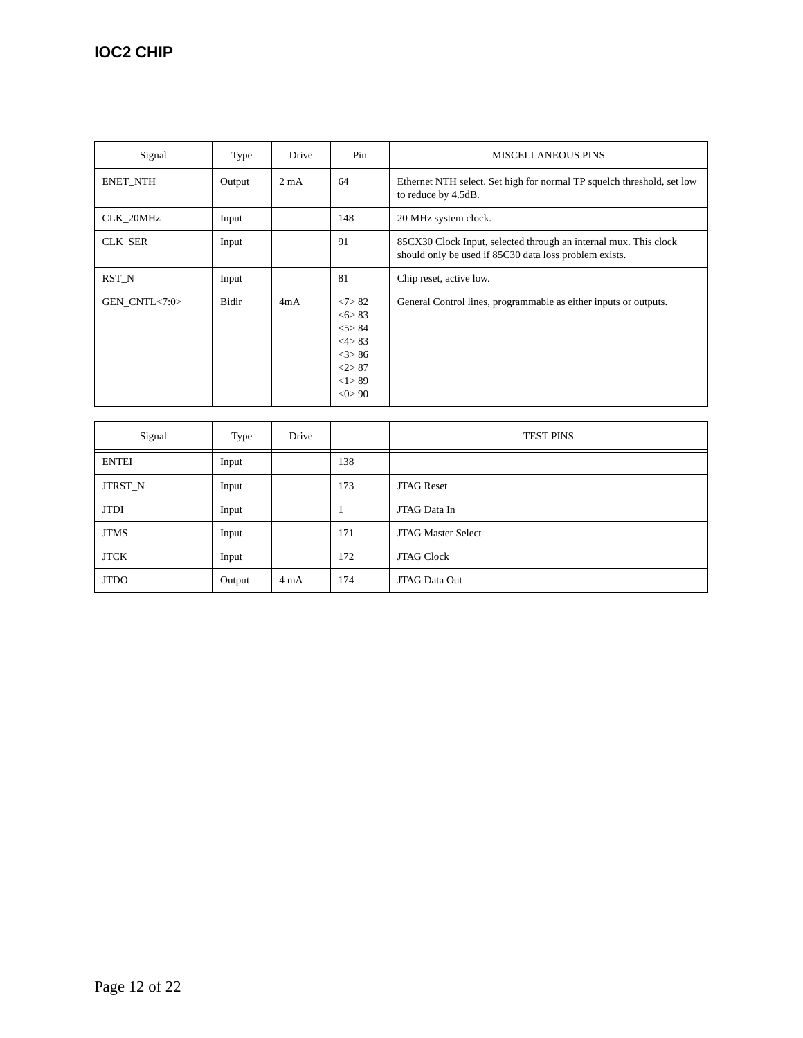| Signal | Type | Drive | Pin | MISCELLANEOUS PINS |
|---|---|---|---|---|
| ENET_NTH | Output | 2 mA | 64 | Ethernet NTH select. Set high for normal TP squelch threshold, set low to reduce by 4.5dB. |
| CLK_20MHz | Input | | 148 | 20 MHz system clock. |
| CLK_SER | Input | | 91 | 85CX30 Clock Input, selected through an internal mux. This clock should only be used if 85C30 data loss problem exists. |
| RST_N | Input | | 81 | Chip reset, active low. |
| GEN_CNTL<7:0> | Bidir | 4mA | <7> 82<br><6> 83<br><5> 84<br><4> 83<br><3> 86<br><2> 87<br><1> 89<br><0> 90 | General Control lines, programmable as either inputs or outputs. |

| Signal | Type | Drive | | TEST PINS |
|---|---|---|---|---|
| ENTEI | Input | | 138 | |
| JTRST_N | Input | | 173 | JTAG Reset |
| JTDI | Input | | 1 | JTAG Data In |
| JTMS | Input | | 171 | JTAG Master Select |
| JTCK | Input | | 172 | JTAG Clock |
| JTDO | Output | 4 mA | 174 | JTAG Data Out |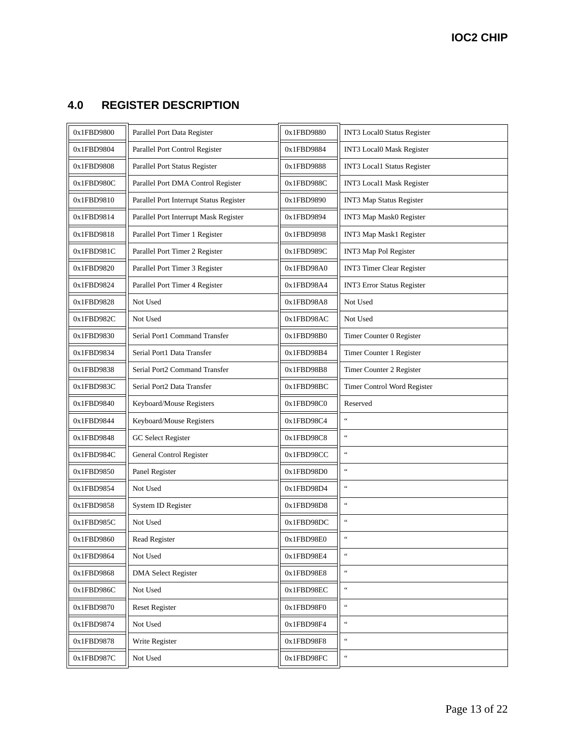## 4.0 REGISTER DESCRIPTION

| | | | |
|---|---|---|---|
| 0x1FBD9800 | Parallel Port Data Register | 0x1FBD9880 | INT3 Local0 Status Register |
| 0x1FBD9804 | Parallel Port Control Register | 0x1FBD9884 | INT3 Local0 Mask Register |
| 0x1FBD9808 | Parallel Port Status Register | 0x1FBD9888 | INT3 Local1 Status Register |
| 0x1FBD980C | Parallel Port DMA Control Register | 0x1FBD988C | INT3 Local1 Mask Register |
| 0x1FBD9810 | Parallel Port Interrupt Status Register | 0x1FBD9890 | INT3 Map Status Register |
| 0x1FBD9814 | Parallel Port Interrupt Mask Register | 0x1FBD9894 | INT3 Map Mask0 Register |
| 0x1FBD9818 | Parallel Port Timer 1 Register | 0x1FBD9898 | INT3 Map Mask1 Register |
| 0x1FBD981C | Parallel Port Timer 2 Register | 0x1FBD989C | INT3 Map Pol Register |
| 0x1FBD9820 | Parallel Port Timer 3 Register | 0x1FBD98A0 | INT3 Timer Clear Register |
| 0x1FBD9824 | Parallel Port Timer 4 Register | 0x1FBD98A4 | INT3 Error Status Register |
| 0x1FBD9828 | Not Used | 0x1FBD98A8 | Not Used |
| 0x1FBD982C | Not Used | 0x1FBD98AC | Not Used |
| 0x1FBD9830 | Serial Port1 Command Transfer | 0x1FBD98B0 | Timer Counter 0 Register |
| 0x1FBD9834 | Serial Port1 Data Transfer | 0x1FBD98B4 | Timer Counter 1 Register |
| 0x1FBD9838 | Serial Port2 Command Transfer | 0x1FBD98B8 | Timer Counter 2 Register |
| 0x1FBD983C | Serial Port2 Data Transfer | 0x1FBD98BC | Timer Control Word Register |
| 0x1FBD9840 | Keyboard/Mouse Registers | 0x1FBD98C0 | Reserved |
| 0x1FBD9844 | Keyboard/Mouse Registers | 0x1FBD98C4 | " |
| 0x1FBD9848 | GC Select Register | 0x1FBD98C8 | " |
| 0x1FBD984C | General Control Register | 0x1FBD98CC | " |
| 0x1FBD9850 | Panel Register | 0x1FBD98D0 | " |
| 0x1FBD9854 | Not Used | 0x1FBD98D4 | " |
| 0x1FBD9858 | System ID Register | 0x1FBD98D8 | " |
| 0x1FBD985C | Not Used | 0x1FBD98DC | " |
| 0x1FBD9860 | Read Register | 0x1FBD98E0 | " |
| 0x1FBD9864 | Not Used | 0x1FBD98E4 | " |
| 0x1FBD9868 | DMA Select Register | 0x1FBD98E8 | " |
| 0x1FBD986C | Not Used | 0x1FBD98EC | " |
| 0x1FBD9870 | Reset Register | 0x1FBD98F0 | " |
| 0x1FBD9874 | Not Used | 0x1FBD98F4 | " |
| 0x1FBD9878 | Write Register | 0x1FBD98F8 | " |
| 0x1FBD987C | Not Used | 0x1FBD98FC | " |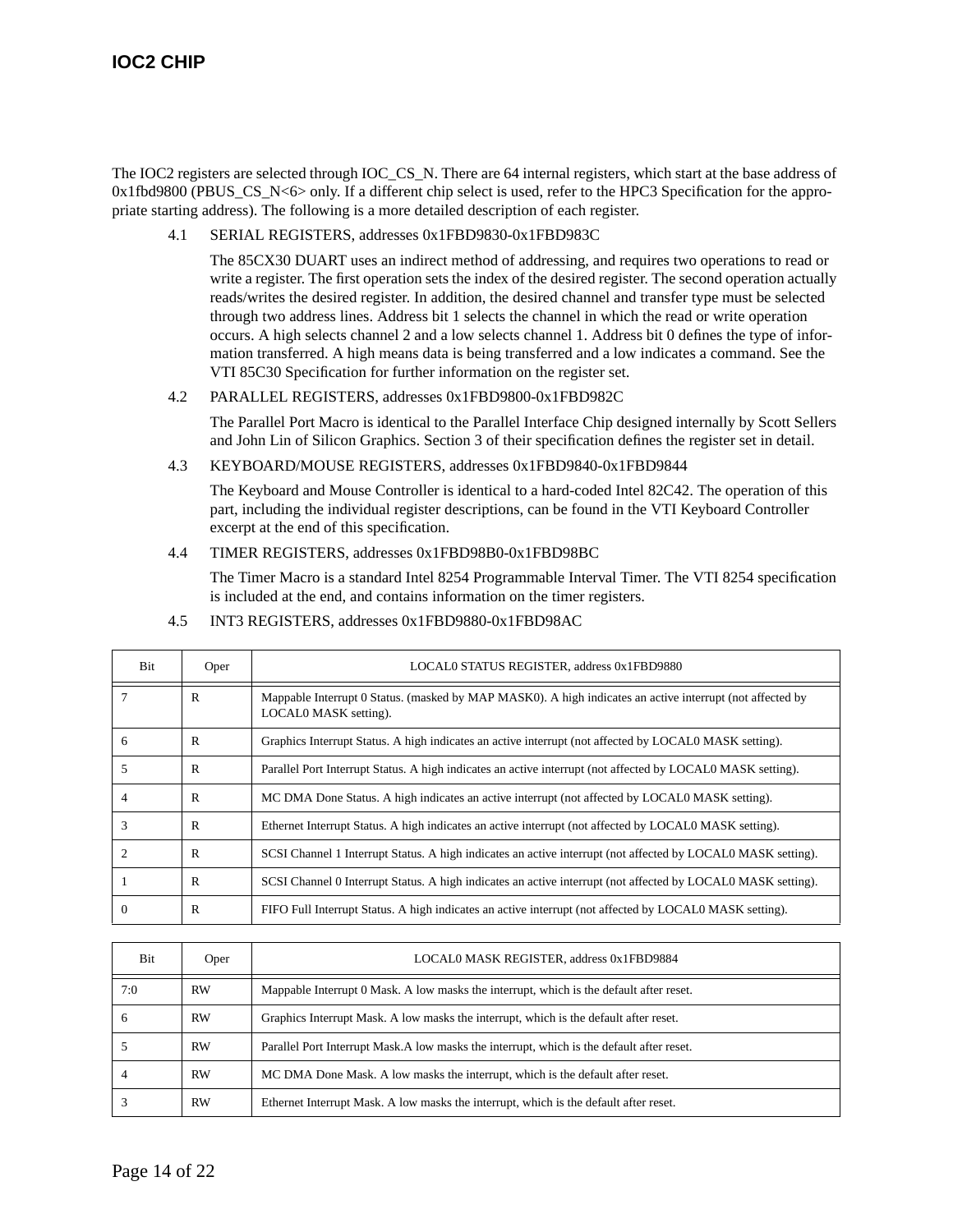The IOC2 registers are selected through IOC_CS_N. There are 64 internal registers, which start at the base address of 0x1fbd9800 (PBUS_CS_N<6> only. If a different chip select is used, refer to the HPC3 Specification for the appropriate starting address). The following is a more detailed description of each register.

4.1 SERIAL REGISTERS, addresses 0x1FBD9830-0x1FBD983C

The 85CX30 DUART uses an indirect method of addressing, and requires two operations to read or write a register. The first operation sets the index of the desired register. The second operation actually reads/writes the desired register. In addition, the desired channel and transfer type must be selected through two address lines. Address bit 1 selects the channel in which the read or write operation occurs. A high selects channel 2 and a low selects channel 1. Address bit 0 defines the type of information transferred. A high means data is being transferred and a low indicates a command. See the VTI 85C30 Specification for further information on the register set.

4.2 PARALLEL REGISTERS, addresses 0x1FBD9800-0x1FBD982C

The Parallel Port Macro is identical to the Parallel Interface Chip designed internally by Scott Sellers and John Lin of Silicon Graphics. Section 3 of their specification defines the register set in detail.

4.3 KEYBOARD/MOUSE REGISTERS, addresses 0x1FBD9840-0x1FBD9844

The Keyboard and Mouse Controller is identical to a hard-coded Intel 82C42. The operation of this part, including the individual register descriptions, can be found in the VTI Keyboard Controller excerpt at the end of this specification.

4.4 TIMER REGISTERS, addresses 0x1FBD98B0-0x1FBD98BC

The Timer Macro is a standard Intel 8254 Programmable Interval Timer. The VTI 8254 specification is included at the end, and contains information on the timer registers.

4.5 INT3 REGISTERS, addresses 0x1FBD9880-0x1FBD98AC

| Bit | Oper | LOCAL0 STATUS REGISTER, address 0x1FBD9880 |
|---|---|---|
| 7 | R | Mappable Interrupt 0 Status. (masked by MAP MASK0). A high indicates an active interrupt (not affected by LOCAL0 MASK setting). |
| 6 | R | Graphics Interrupt Status. A high indicates an active interrupt (not affected by LOCAL0 MASK setting). |
| 5 | R | Parallel Port Interrupt Status. A high indicates an active interrupt (not affected by LOCAL0 MASK setting). |
| 4 | R | MC DMA Done Status. A high indicates an active interrupt (not affected by LOCAL0 MASK setting). |
| 3 | R | Ethernet Interrupt Status. A high indicates an active interrupt (not affected by LOCAL0 MASK setting). |
| 2 | R | SCSI Channel 1 Interrupt Status. A high indicates an active interrupt (not affected by LOCAL0 MASK setting). |
| 1 | R | SCSI Channel 0 Interrupt Status. A high indicates an active interrupt (not affected by LOCAL0 MASK setting). |
| 0 | R | FIFO Full Interrupt Status. A high indicates an active interrupt (not affected by LOCAL0 MASK setting). |

| Bit | Oper | LOCAL0 MASK REGISTER, address 0x1FBD9884 |
|---|---|---|
| 7:0 | RW | Mappable Interrupt 0 Mask. A low masks the interrupt, which is the default after reset. |
| 6 | RW | Graphics Interrupt Mask. A low masks the interrupt, which is the default after reset. |
| 5 | RW | Parallel Port Interrupt Mask.A low masks the interrupt, which is the default after reset. |
| 4 | RW | MC DMA Done Mask. A low masks the interrupt, which is the default after reset. |
| 3 | RW | Ethernet Interrupt Mask. A low masks the interrupt, which is the default after reset. |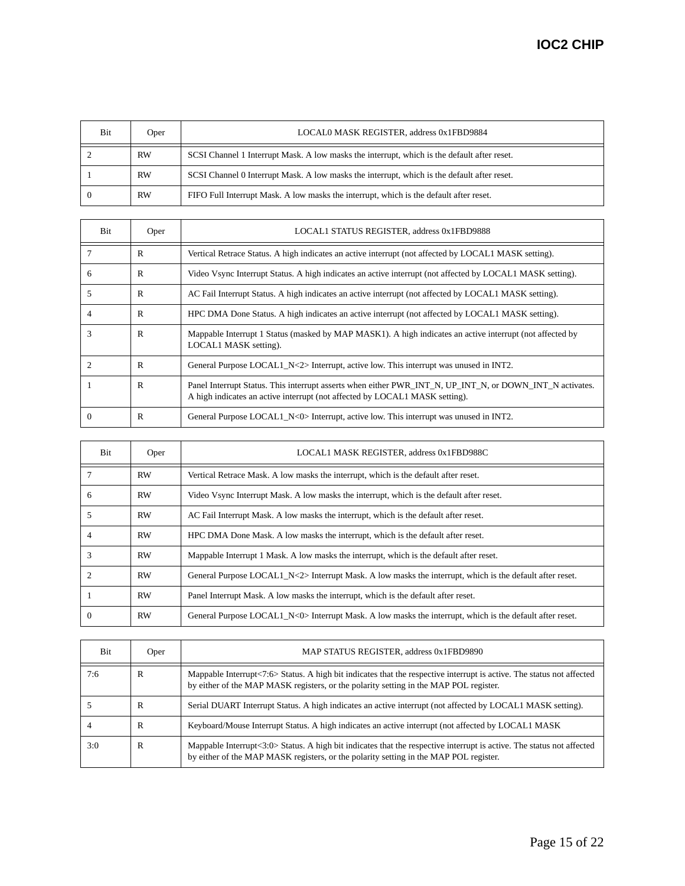| Bit | Oper | LOCAL0 MASK REGISTER, address 0x1FBD9884 |
|---|---|---|
| 2 | RW | SCSI Channel 1 Interrupt Mask. A low masks the interrupt, which is the default after reset. |
| 1 | RW | SCSI Channel 0 Interrupt Mask. A low masks the interrupt, which is the default after reset. |
| 0 | RW | FIFO Full Interrupt Mask. A low masks the interrupt, which is the default after reset. |

| Bit | Oper | LOCAL1 STATUS REGISTER, address 0x1FBD9888 |
|---|---|---|
| 7 | R | Vertical Retrace Status. A high indicates an active interrupt (not affected by LOCAL1 MASK setting). |
| 6 | R | Video Vsync Interrupt Status. A high indicates an active interrupt (not affected by LOCAL1 MASK setting). |
| 5 | R | AC Fail Interrupt Status. A high indicates an active interrupt (not affected by LOCAL1 MASK setting). |
| 4 | R | HPC DMA Done Status. A high indicates an active interrupt (not affected by LOCAL1 MASK setting). |
| 3 | R | Mappable Interrupt 1 Status (masked by MAP MASK1). A high indicates an active interrupt (not affected by LOCAL1 MASK setting). |
| 2 | R | General Purpose LOCAL1_N<2> Interrupt, active low. This interrupt was unused in INT2. |
| 1 | R | Panel Interrupt Status. This interrupt asserts when either PWR_INT_N, UP_INT_N, or DOWN_INT_N activates. A high indicates an active interrupt (not affected by LOCAL1 MASK setting). |
| 0 | R | General Purpose LOCAL1_N<0> Interrupt, active low. This interrupt was unused in INT2. |

| Bit | Oper | LOCAL1 MASK REGISTER, address 0x1FBD988C |
|---|---|---|
| 7 | RW | Vertical Retrace Mask. A low masks the interrupt, which is the default after reset. |
| 6 | RW | Video Vsync Interrupt Mask. A low masks the interrupt, which is the default after reset. |
| 5 | RW | AC Fail Interrupt Mask. A low masks the interrupt, which is the default after reset. |
| 4 | RW | HPC DMA Done Mask. A low masks the interrupt, which is the default after reset. |
| 3 | RW | Mappable Interrupt 1 Mask. A low masks the interrupt, which is the default after reset. |
| 2 | RW | General Purpose LOCAL1_N<2> Interrupt Mask. A low masks the interrupt, which is the default after reset. |
| 1 | RW | Panel Interrupt Mask. A low masks the interrupt, which is the default after reset. |
| 0 | RW | General Purpose LOCAL1_N<0> Interrupt Mask. A low masks the interrupt, which is the default after reset. |

| Bit | Oper | MAP STATUS REGISTER, address 0x1FBD9890 |
|---|---|---|
| 7:6 | R | Mappable Interrupt<7:6> Status. A high bit indicates that the respective interrupt is active. The status not affected by either of the MAP MASK registers, or the polarity setting in the MAP POL register. |
| 5 | R | Serial DUART Interrupt Status. A high indicates an active interrupt (not affected by LOCAL1 MASK setting). |
| 4 | R | Keyboard/Mouse Interrupt Status. A high indicates an active interrupt (not affected by LOCAL1 MASK |
| 3:0 | R | Mappable Interrupt<3:0> Status. A high bit indicates that the respective interrupt is active. The status not affected by either of the MAP MASK registers, or the polarity setting in the MAP POL register. |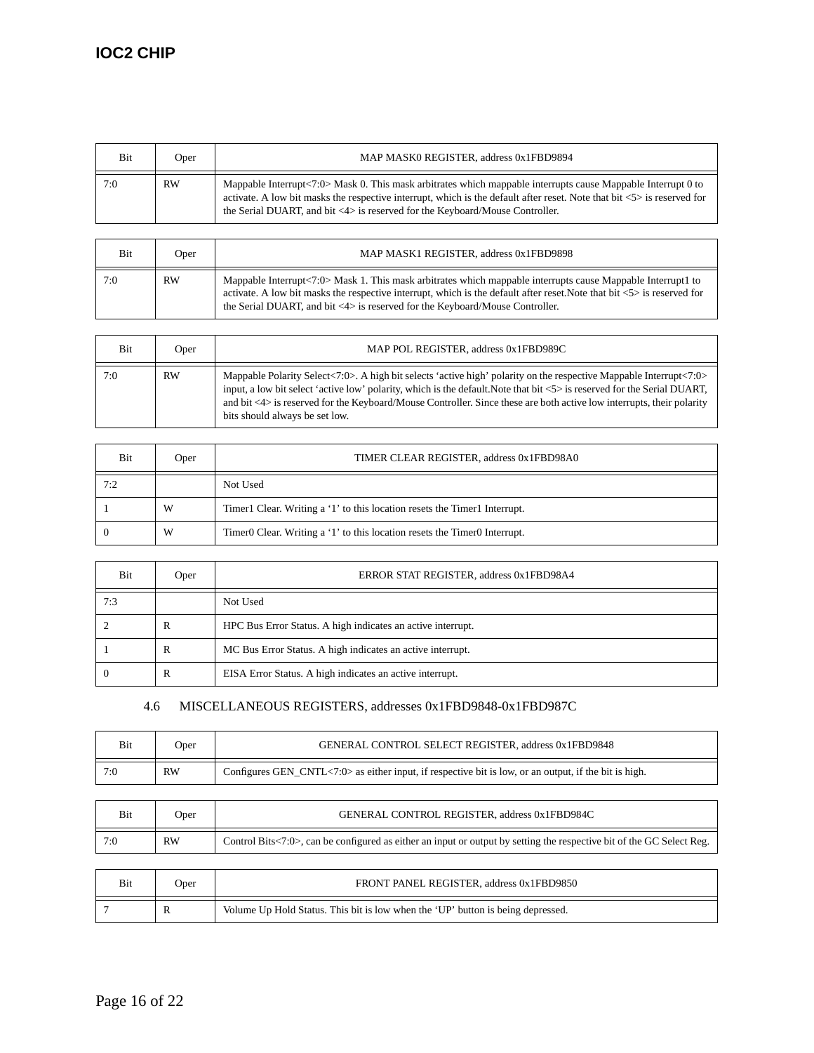| Bit | Oper | MAP MASK0 REGISTER, address 0x1FBD9894 |
|---|---|---|
| 7:0 | RW | Mappable Interrupt<7:0> Mask 0. This mask arbitrates which mappable interrupts cause Mappable Interrupt 0 to activate. A low bit masks the respective interrupt, which is the default after reset. Note that bit <5> is reserved for the Serial DUART, and bit <4> is reserved for the Keyboard/Mouse Controller. |

| Bit | Oper | MAP MASK1 REGISTER, address 0x1FBD9898 |
|---|---|---|
| 7:0 | RW | Mappable Interrupt<7:0> Mask 1. This mask arbitrates which mappable interrupts cause Mappable Interrupt1 to activate. A low bit masks the respective interrupt, which is the default after reset.Note that bit <5> is reserved for the Serial DUART, and bit <4> is reserved for the Keyboard/Mouse Controller. |

| Bit | Oper | MAP POL REGISTER, address 0x1FBD989C |
|---|---|---|
| 7:0 | RW | Mappable Polarity Select<7:0>. A high bit selects 'active high' polarity on the respective Mappable Interrupt<7:0> input, a low bit select 'active low' polarity, which is the default.Note that bit <5> is reserved for the Serial DUART, and bit <4> is reserved for the Keyboard/Mouse Controller. Since these are both active low interrupts, their polarity bits should always be set low. |

| Bit | Oper | TIMER CLEAR REGISTER, address 0x1FBD98A0 |
|---|---|---|
| 7:2 | | Not Used |
| 1 | W | Timer1 Clear. Writing a '1' to this location resets the Timer1 Interrupt. |
| 0 | W | Timer0 Clear. Writing a '1' to this location resets the Timer0 Interrupt. |

| Bit | Oper | ERROR STAT REGISTER, address 0x1FBD98A4 |
|---|---|---|
| 7:3 | | Not Used |
| 2 | R | HPC Bus Error Status. A high indicates an active interrupt. |
| 1 | R | MC Bus Error Status. A high indicates an active interrupt. |
| 0 | R | EISA Error Status. A high indicates an active interrupt. |

### 4.6 MISCELLANEOUS REGISTERS, addresses 0x1FBD9848-0x1FBD987C

| Bit | Oper | GENERAL CONTROL SELECT REGISTER, address 0x1FBD9848 |
|---|---|---|
| 7:0 | RW | Configures GEN_CNTL<7:0> as either input, if respective bit is low, or an output, if the bit is high. |

| Bit | Oper | GENERAL CONTROL REGISTER, address 0x1FBD984C |
|---|---|---|
| 7:0 | RW | Control Bits<7:0>, can be configured as either an input or output by setting the respective bit of the GC Select Reg. |

| Bit | Oper | FRONT PANEL REGISTER, address 0x1FBD9850 |
|---|---|---|
| 7 | R | Volume Up Hold Status. This bit is low when the 'UP' button is being depressed. |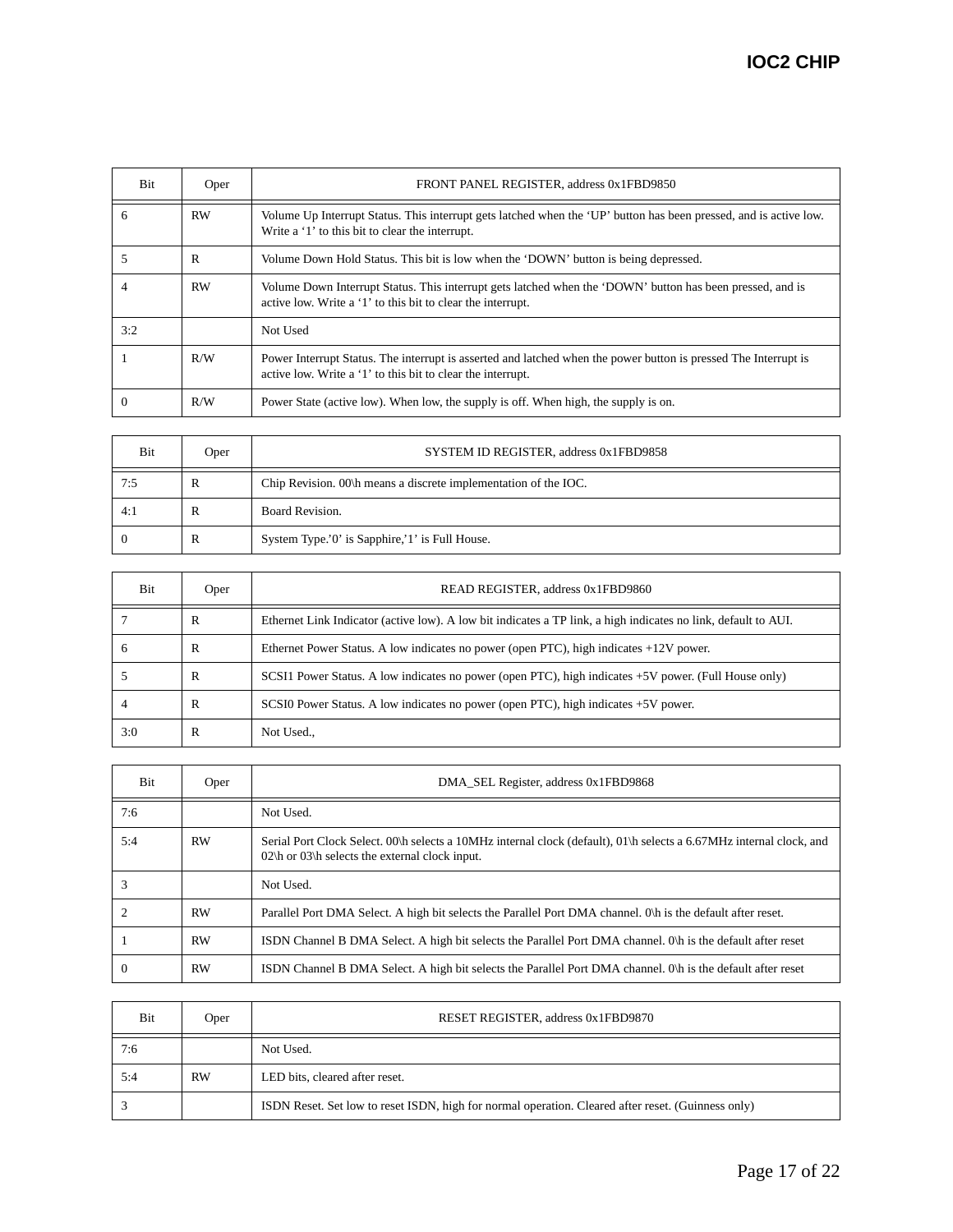| Bit | Oper | FRONT PANEL REGISTER, address 0x1FBD9850 |
|---|---|---|
| 6 | RW | Volume Up Interrupt Status. This interrupt gets latched when the ‘UP’ button has been pressed, and is active low. Write a ‘1’ to this bit to clear the interrupt. |
| 5 | R | Volume Down Hold Status. This bit is low when the ‘DOWN’ button is being depressed. |
| 4 | RW | Volume Down Interrupt Status. This interrupt gets latched when the ‘DOWN’ button has been pressed, and is active low. Write a ‘1’ to this bit to clear the interrupt. |
| 3:2 | | Not Used |
| 1 | R/W | Power Interrupt Status. The interrupt is asserted and latched when the power button is pressed The Interrupt is active low. Write a ‘1’ to this bit to clear the interrupt. |
| 0 | R/W | Power State (active low). When low, the supply is off. When high, the supply is on. |

| Bit | Oper | SYSTEM ID REGISTER, address 0x1FBD9858 |
|---|---|---|
| 7:5 | R | Chip Revision. 00\h means a discrete implementation of the IOC. |
| 4:1 | R | Board Revision. |
| 0 | R | System Type.’0’ is Sapphire,’1’ is Full House. |

| Bit | Oper | READ REGISTER, address 0x1FBD9860 |
|---|---|---|
| 7 | R | Ethernet Link Indicator (active low). A low bit indicates a TP link, a high indicates no link, default to AUI. |
| 6 | R | Ethernet Power Status. A low indicates no power (open PTC), high indicates +12V power. |
| 5 | R | SCSI1 Power Status. A low indicates no power (open PTC), high indicates +5V power. (Full House only) |
| 4 | R | SCSI0 Power Status. A low indicates no power (open PTC), high indicates +5V power. |
| 3:0 | R | Not Used., |

| Bit | Oper | DMA_SEL Register, address 0x1FBD9868 |
|---|---|---|
| 7:6 | | Not Used. |
| 5:4 | RW | Serial Port Clock Select. 00\h selects a 10MHz internal clock (default), 01\h selects a 6.67MHz internal clock, and 02\h or 03\h selects the external clock input. |
| 3 | | Not Used. |
| 2 | RW | Parallel Port DMA Select. A high bit selects the Parallel Port DMA channel. 0\h is the default after reset. |
| 1 | RW | ISDN Channel B DMA Select. A high bit selects the Parallel Port DMA channel. 0\h is the default after reset |
| 0 | RW | ISDN Channel B DMA Select. A high bit selects the Parallel Port DMA channel. 0\h is the default after reset |

| Bit | Oper | RESET REGISTER, address 0x1FBD9870 |
|---|---|---|
| 7:6 | | Not Used. |
| 5:4 | RW | LED bits, cleared after reset. |
| 3 | | ISDN Reset. Set low to reset ISDN, high for normal operation. Cleared after reset. (Guinness only) |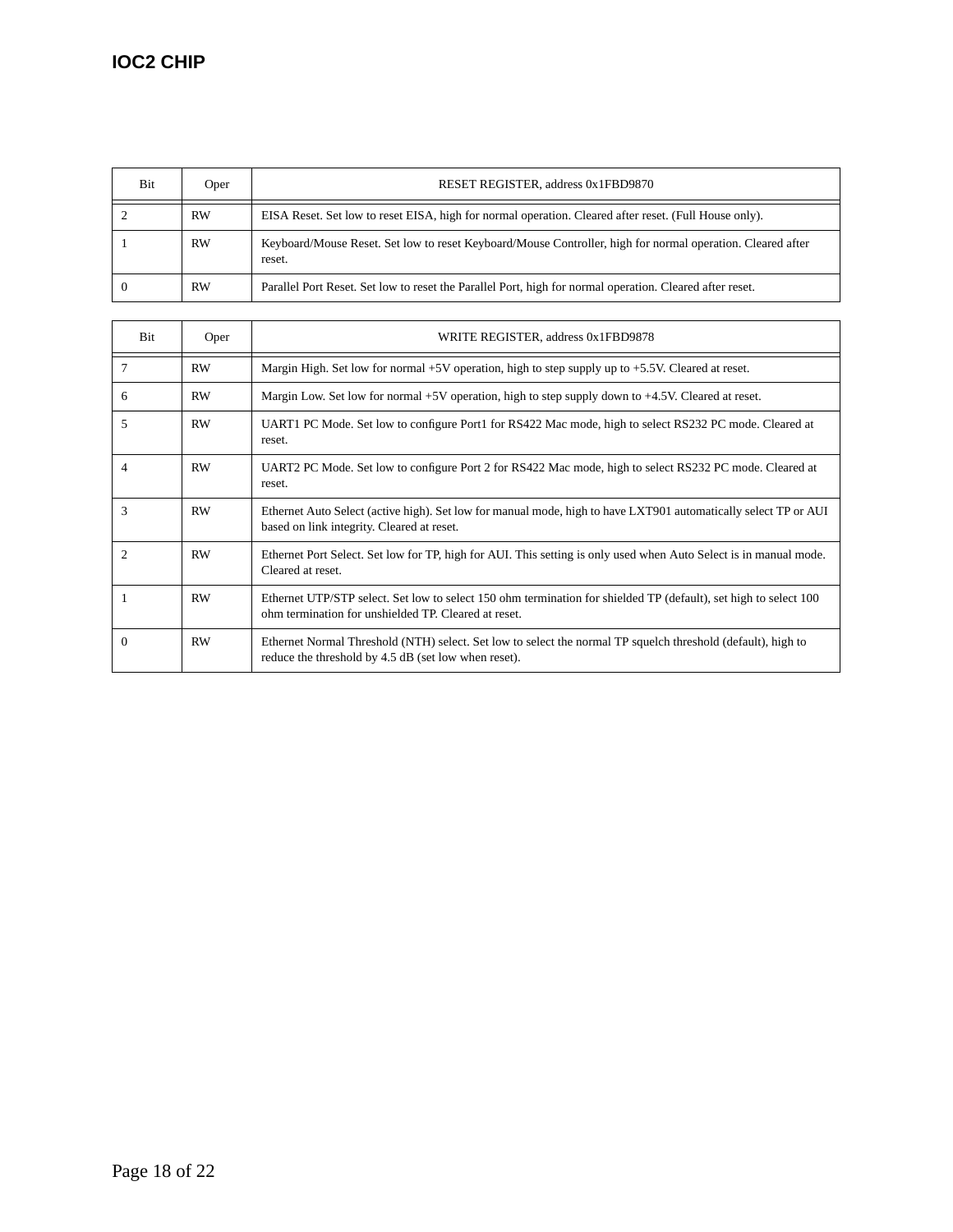| Bit | Oper | RESET REGISTER, address 0x1FBD9870 |
|---|---|---|
| 2 | RW | EISA Reset. Set low to reset EISA, high for normal operation. Cleared after reset. (Full House only). |
| 1 | RW | Keyboard/Mouse Reset. Set low to reset Keyboard/Mouse Controller, high for normal operation. Cleared after reset. |
| 0 | RW | Parallel Port Reset. Set low to reset the Parallel Port, high for normal operation. Cleared after reset. |

| Bit | Oper | WRITE REGISTER, address 0x1FBD9878 |
|---|---|---|
| 7 | RW | Margin High. Set low for normal +5V operation, high to step supply up to +5.5V. Cleared at reset. |
| 6 | RW | Margin Low. Set low for normal +5V operation, high to step supply down to +4.5V. Cleared at reset. |
| 5 | RW | UART1 PC Mode. Set low to configure Port1 for RS422 Mac mode, high to select RS232 PC mode. Cleared at reset. |
| 4 | RW | UART2 PC Mode. Set low to configure Port 2 for RS422 Mac mode, high to select RS232 PC mode. Cleared at reset. |
| 3 | RW | Ethernet Auto Select (active high). Set low for manual mode, high to have LXT901 automatically select TP or AUI based on link integrity. Cleared at reset. |
| 2 | RW | Ethernet Port Select. Set low for TP, high for AUI. This setting is only used when Auto Select is in manual mode. Cleared at reset. |
| 1 | RW | Ethernet UTP/STP select. Set low to select 150 ohm termination for shielded TP (default), set high to select 100 ohm termination for unshielded TP. Cleared at reset. |
| 0 | RW | Ethernet Normal Threshold (NTH) select. Set low to select the normal TP squelch threshold (default), high to reduce the threshold by 4.5 dB (set low when reset). |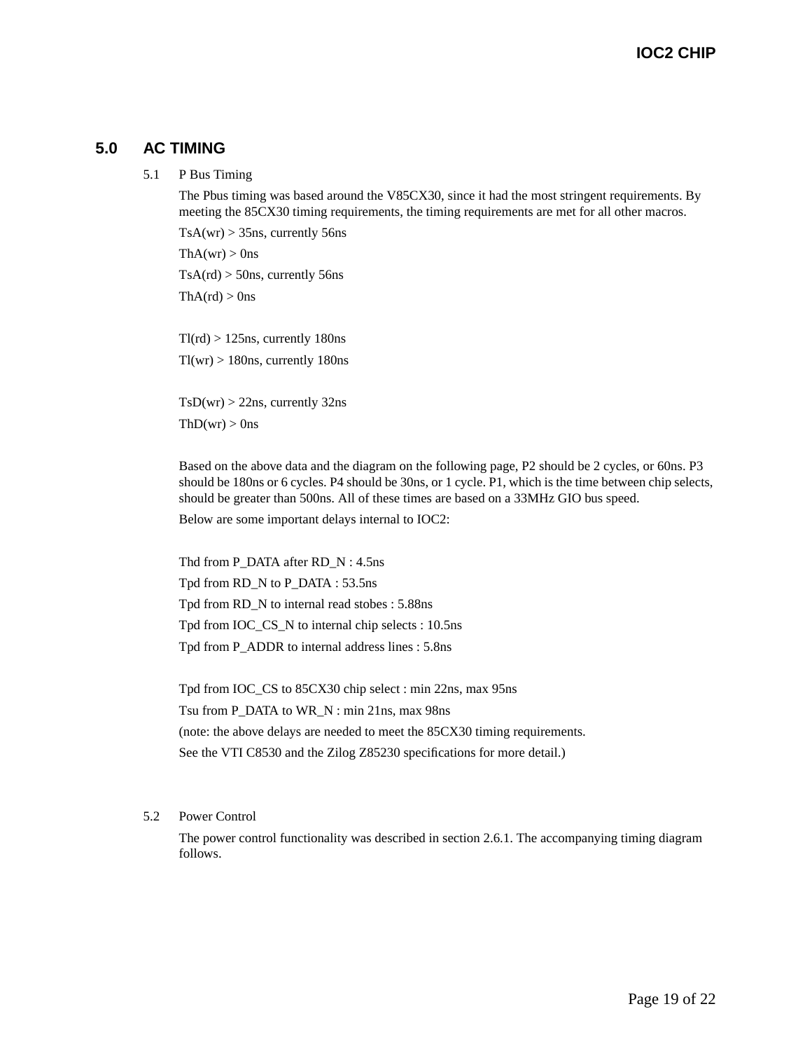## 5.0 AC TIMING

### 5.1 P Bus Timing

The Pbus timing was based around the V85CX30, since it had the most stringent requirements. By meeting the 85CX30 timing requirements, the timing requirements are met for all other macros.

TsA(wr) > 35ns, currently 56ns

ThA(wr) > 0ns

TsA(rd) > 50ns, currently 56ns

ThA(rd) > 0ns

Tl(rd) > 125ns, currently 180ns

Tl(wr) > 180ns, currently 180ns

TsD(wr) > 22ns, currently 32ns

ThD(wr) > 0ns

Based on the above data and the diagram on the following page, P2 should be 2 cycles, or 60ns. P3 should be 180ns or 6 cycles. P4 should be 30ns, or 1 cycle. P1, which is the time between chip selects, should be greater than 500ns. All of these times are based on a 33MHz GIO bus speed.

Below are some important delays internal to IOC2:

Thd from P_DATA after RD_N : 4.5ns

Tpd from RD_N to P_DATA : 53.5ns

Tpd from RD_N to internal read stobes : 5.88ns

Tpd from IOC_CS_N to internal chip selects : 10.5ns

Tpd from P_ADDR to internal address lines : 5.8ns

Tpd from IOC_CS to 85CX30 chip select : min 22ns, max 95ns

Tsu from P_DATA to WR_N : min 21ns, max 98ns

(note: the above delays are needed to meet the 85CX30 timing requirements.
See the VTI C8530 and the Zilog Z85230 specifications for more detail.)

### 5.2 Power Control

The power control functionality was described in section 2.6.1. The accompanying timing diagram follows.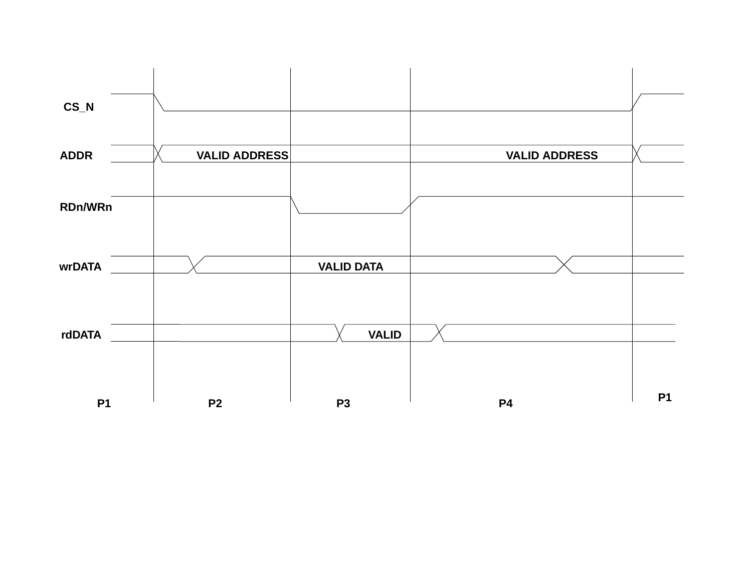CS_N

ADDR VALID ADDRESS VALID ADDRESS

RDn/WRn

wrDATA VALID DATA

rdDATA VALID

P1 P2 P3 P4 P1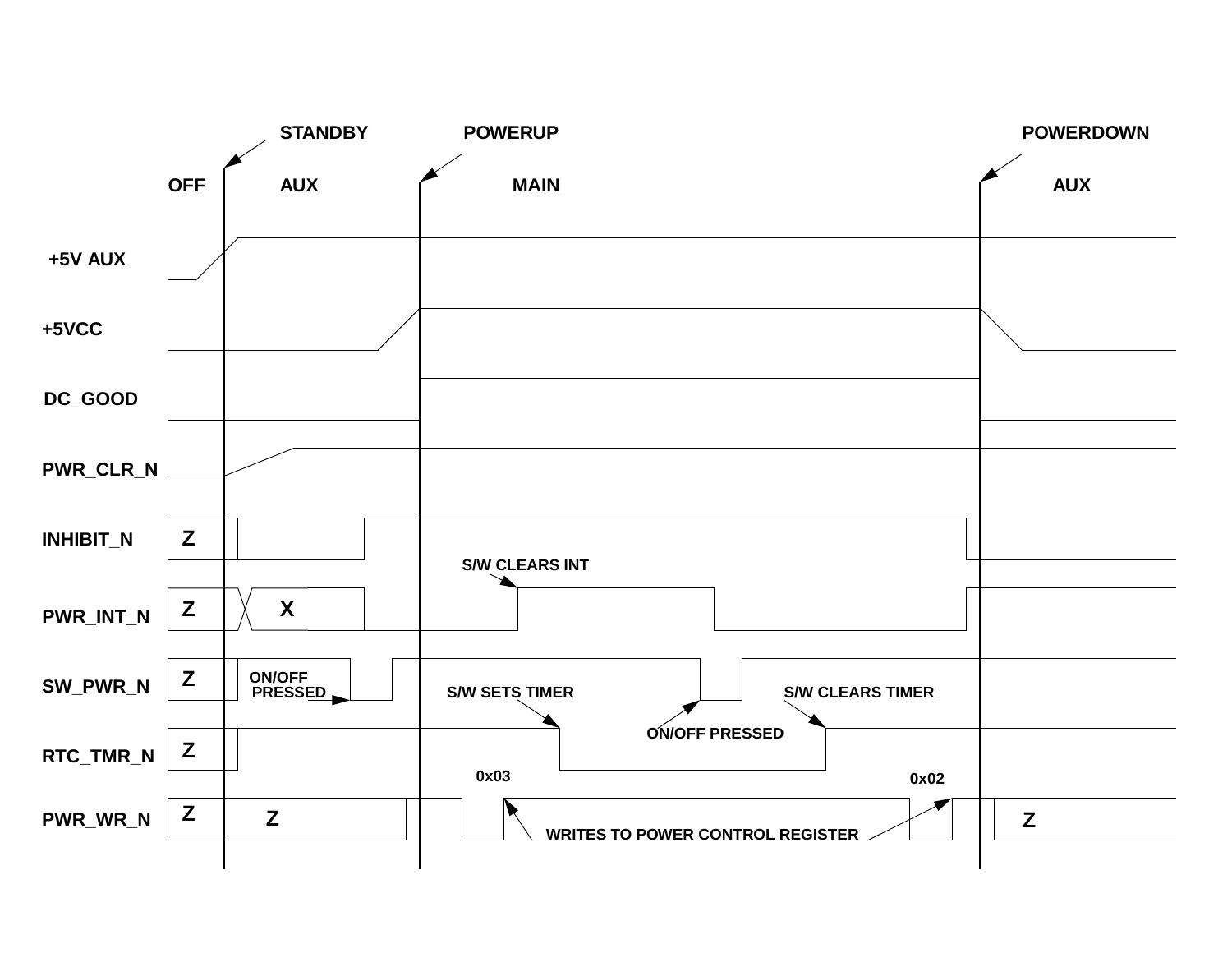STANDBY POWERUP POWERDOWN

OFF AUX MAIN AUX

+5V AUX

+5VCC

DC_GOOD

PWR_CLR_N

INHIBIT_N — Z

PWR_INT_N — Z, X — S/W CLEARS INT

SW_PWR_N — Z — ON/OFF PRESSED — S/W SETS TIMER — ON/OFF PRESSED — S/W CLEARS TIMER

RTC_TMR_N — Z

PWR_WR_N — Z, Z — 0x03 — WRITES TO POWER CONTROL REGISTER — 0x02 — Z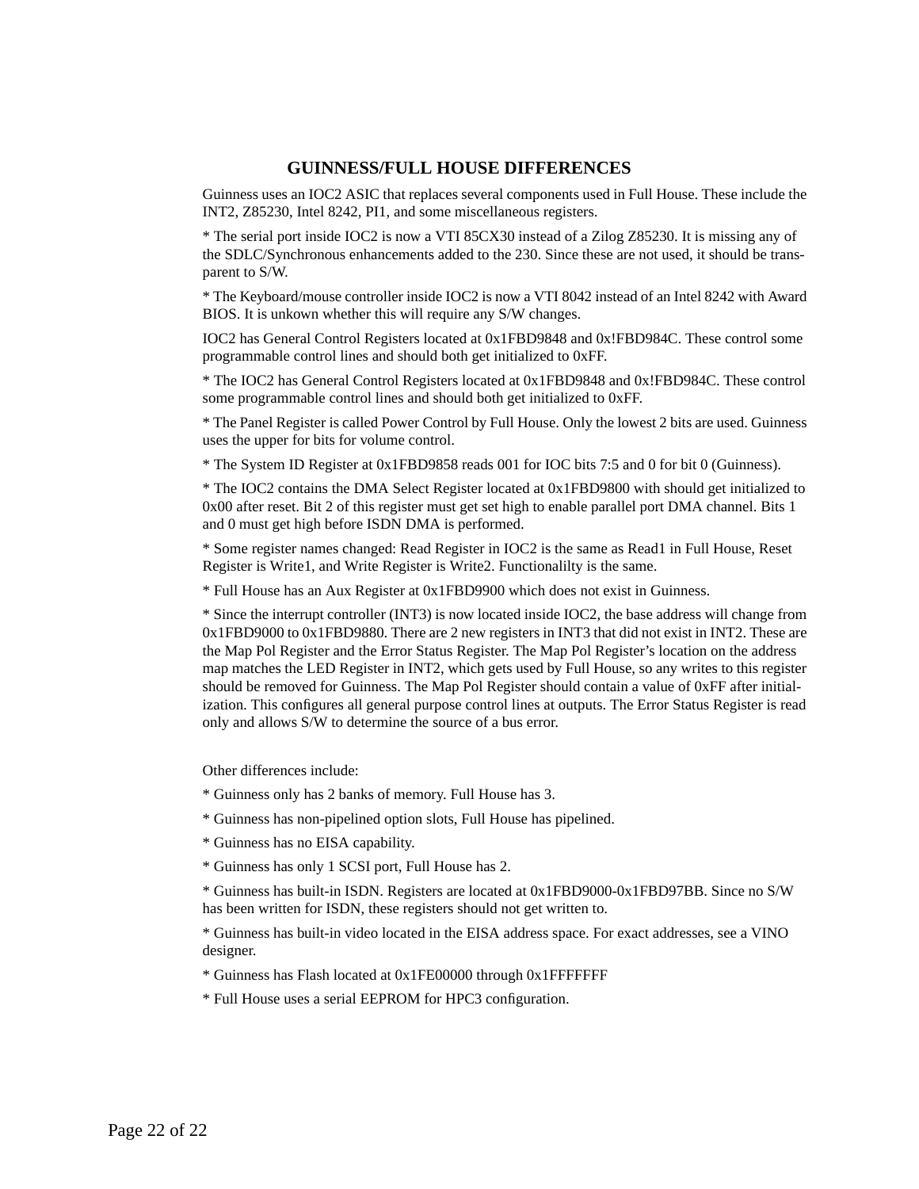## GUINNESS/FULL HOUSE DIFFERENCES

Guinness uses an IOC2 ASIC that replaces several components used in Full House. These include the INT2, Z85230, Intel 8242, PI1, and some miscellaneous registers.

* The serial port inside IOC2 is now a VTI 85CX30 instead of a Zilog Z85230. It is missing any of the SDLC/Synchronous enhancements added to the 230. Since these are not used, it should be transparent to S/W.

* The Keyboard/mouse controller inside IOC2 is now a VTI 8042 instead of an Intel 8242 with Award BIOS. It is unkown whether this will require any S/W changes.

IOC2 has General Control Registers located at 0x1FBD9848 and 0x!FBD984C. These control some programmable control lines and should both get initialized to 0xFF.

* The IOC2 has General Control Registers located at 0x1FBD9848 and 0x!FBD984C. These control some programmable control lines and should both get initialized to 0xFF.

* The Panel Register is called Power Control by Full House. Only the lowest 2 bits are used. Guinness uses the upper for bits for volume control.

* The System ID Register at 0x1FBD9858 reads 001 for IOC bits 7:5 and 0 for bit 0 (Guinness).

* The IOC2 contains the DMA Select Register located at 0x1FBD9800 with should get initialized to 0x00 after reset. Bit 2 of this register must get set high to enable parallel port DMA channel. Bits 1 and 0 must get high before ISDN DMA is performed.

* Some register names changed: Read Register in IOC2 is the same as Read1 in Full House, Reset Register is Write1, and Write Register is Write2. Functionalilty is the same.

* Full House has an Aux Register at 0x1FBD9900 which does not exist in Guinness.

* Since the interrupt controller (INT3) is now located inside IOC2, the base address will change from 0x1FBD9000 to 0x1FBD9880. There are 2 new registers in INT3 that did not exist in INT2. These are the Map Pol Register and the Error Status Register. The Map Pol Register's location on the address map matches the LED Register in INT2, which gets used by Full House, so any writes to this register should be removed for Guinness. The Map Pol Register should contain a value of 0xFF after initialization. This configures all general purpose control lines at outputs. The Error Status Register is read only and allows S/W to determine the source of a bus error.

Other differences include:

* Guinness only has 2 banks of memory. Full House has 3.

* Guinness has non-pipelined option slots, Full House has pipelined.

* Guinness has no EISA capability.

* Guinness has only 1 SCSI port, Full House has 2.

* Guinness has built-in ISDN. Registers are located at 0x1FBD9000-0x1FBD97BB. Since no S/W has been written for ISDN, these registers should not get written to.

* Guinness has built-in video located in the EISA address space. For exact addresses, see a VINO designer.

* Guinness has Flash located at 0x1FE00000 through 0x1FFFFFFF

* Full House uses a serial EEPROM for HPC3 configuration.